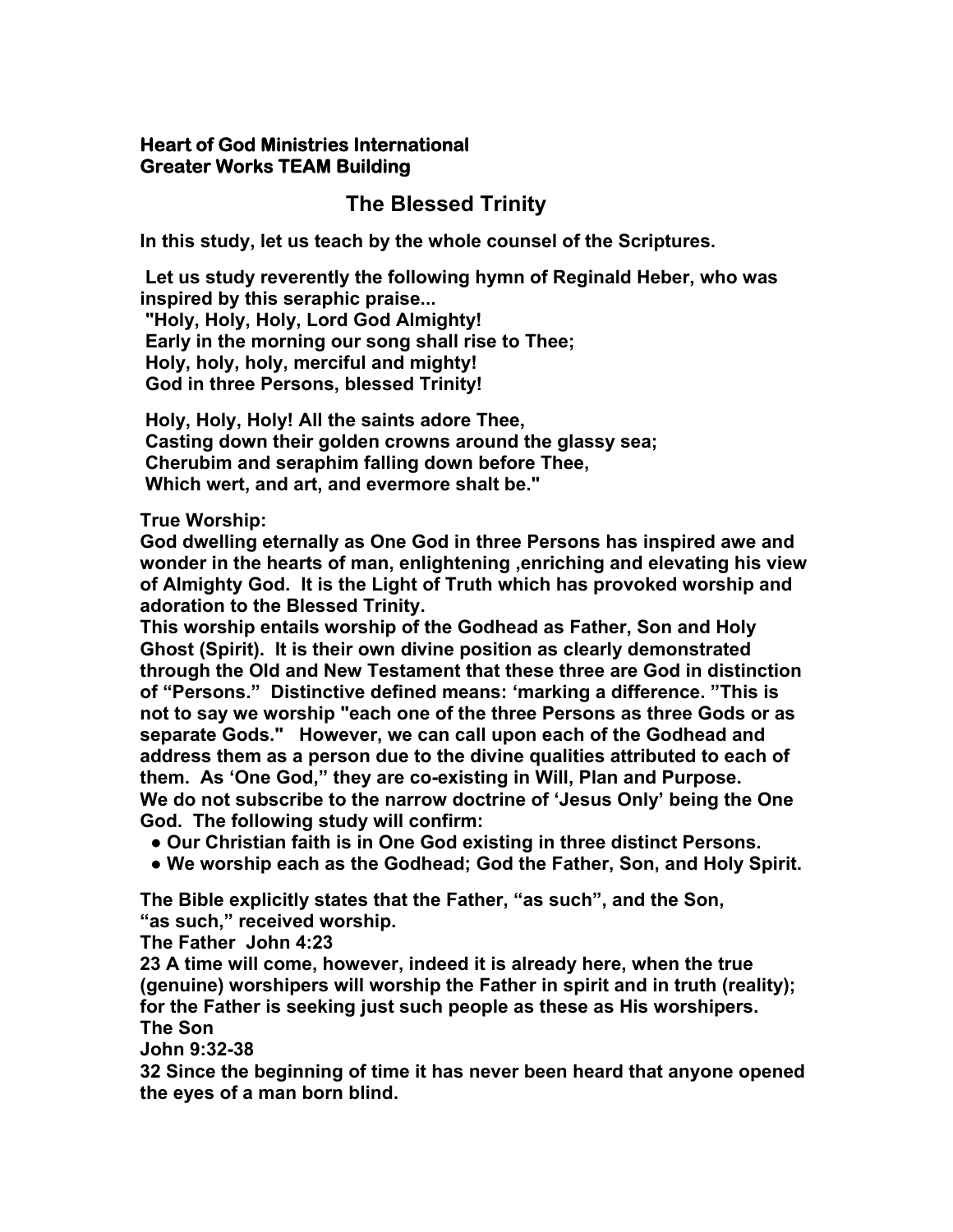**Heart of God Ministries International**
**Greater Works TEAM Building**

# The Blessed Trinity

**In this study, let us teach by the whole counsel of the Scriptures.**

**Let us study reverently the following hymn of Reginald Heber, who was inspired by this seraphic praise...**
**"Holy, Holy, Holy, Lord God Almighty!**
**Early in the morning our song shall rise to Thee;**
**Holy, holy, holy, merciful and mighty!**
**God in three Persons, blessed Trinity!**

**Holy, Holy, Holy! All the saints adore Thee,**
**Casting down their golden crowns around the glassy sea;**
**Cherubim and seraphim falling down before Thee,**
**Which wert, and art, and evermore shalt be."**

**True Worship:**
**God dwelling eternally as One God in three Persons has inspired awe and wonder in the hearts of man, enlightening ,enriching and elevating his view of Almighty God. It is the Light of Truth which has provoked worship and adoration to the Blessed Trinity.**
**This worship entails worship of the Godhead as Father, Son and Holy Ghost (Spirit). It is their own divine position as clearly demonstrated through the Old and New Testament that these three are God in distinction of "Persons." Distinctive defined means: 'marking a difference. "This is not to say we worship "each one of the three Persons as three Gods or as separate Gods." However, we can call upon each of the Godhead and address them as a person due to the divine qualities attributed to each of them. As 'One God," they are co-existing in Will, Plan and Purpose.**
**We do not subscribe to the narrow doctrine of 'Jesus Only' being the One God. The following study will confirm:**

- **Our Christian faith is in One God existing in three distinct Persons.**
- **We worship each as the Godhead; God the Father, Son, and Holy Spirit.**

**The Bible explicitly states that the Father, "as such", and the Son, "as such," received worship.**
**The Father John 4:23**
**23 A time will come, however, indeed it is already here, when the true (genuine) worshipers will worship the Father in spirit and in truth (reality); for the Father is seeking just such people as these as His worshipers.**
**The Son**
**John 9:32-38**
**32 Since the beginning of time it has never been heard that anyone opened the eyes of a man born blind.**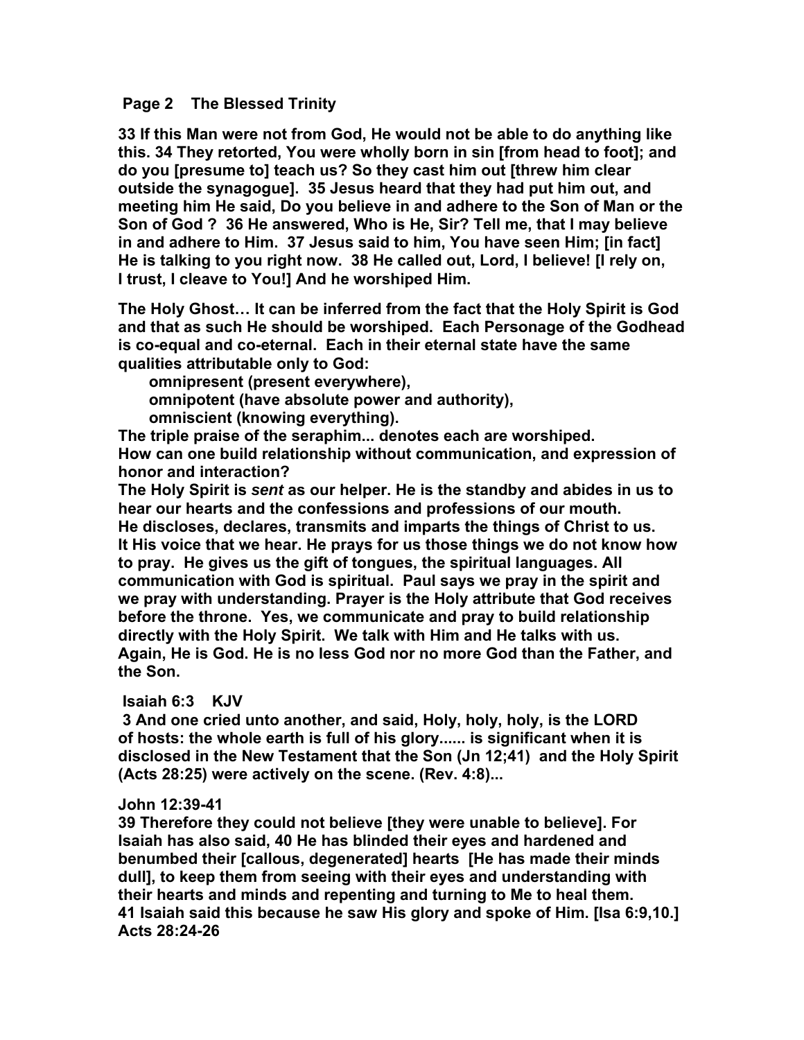**Page 2 The Blessed Trinity**

**33 If this Man were not from God, He would not be able to do anything like this. 34 They retorted, You were wholly born in sin [from head to foot]; and do you [presume to] teach us? So they cast him out [threw him clear outside the synagogue]. 35 Jesus heard that they had put him out, and meeting him He said, Do you believe in and adhere to the Son of Man or the Son of God ? 36 He answered, Who is He, Sir? Tell me, that I may believe in and adhere to Him. 37 Jesus said to him, You have seen Him; [in fact] He is talking to you right now. 38 He called out, Lord, I believe! [I rely on, I trust, I cleave to You!] And he worshiped Him.**

**The Holy Ghost… It can be inferred from the fact that the Holy Spirit is God and that as such He should be worshiped. Each Personage of the Godhead is co-equal and co-eternal. Each in their eternal state have the same qualities attributable only to God:**

- **omnipresent (present everywhere),**
- **omnipotent (have absolute power and authority),**
- **omniscient (knowing everything).**

**The triple praise of the seraphim... denotes each are worshiped.**
**How can one build relationship without communication, and expression of honor and interaction?**
**The Holy Spirit is *sent* as our helper. He is the standby and abides in us to hear our hearts and the confessions and professions of our mouth.**
**He discloses, declares, transmits and imparts the things of Christ to us.**
**It His voice that we hear. He prays for us those things we do not know how to pray. He gives us the gift of tongues, the spiritual languages. All communication with God is spiritual. Paul says we pray in the spirit and we pray with understanding. Prayer is the Holy attribute that God receives before the throne. Yes, we communicate and pray to build relationship directly with the Holy Spirit. We talk with Him and He talks with us.**
**Again, He is God. He is no less God nor no more God than the Father, and the Son.**

**Isaiah 6:3 KJV**

**3 And one cried unto another, and said, Holy, holy, holy, is the LORD of hosts: the whole earth is full of his glory...... is significant when it is disclosed in the New Testament that the Son (Jn 12;41) and the Holy Spirit (Acts 28:25) were actively on the scene. (Rev. 4:8)...**

**John 12:39-41**
**39 Therefore they could not believe [they were unable to believe]. For Isaiah has also said, 40 He has blinded their eyes and hardened and benumbed their [callous, degenerated] hearts [He has made their minds dull], to keep them from seeing with their eyes and understanding with their hearts and minds and repenting and turning to Me to heal them.**
**41 Isaiah said this because he saw His glory and spoke of Him. [Isa 6:9,10.]**
**Acts 28:24-26**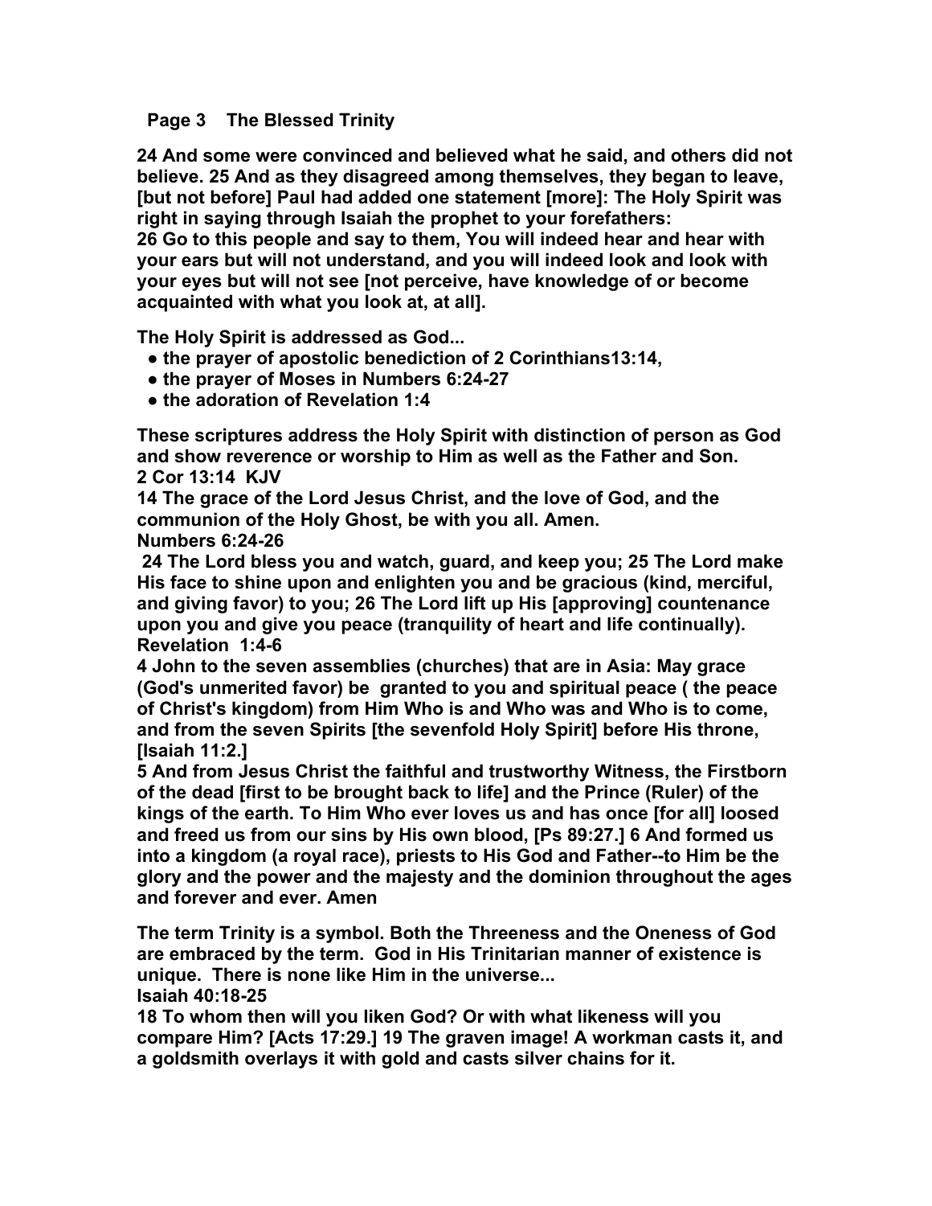**24 And some were convinced and believed what he said, and others did not believe. 25 And as they disagreed among themselves, they began to leave, [but not before] Paul had added one statement [more]: The Holy Spirit was right in saying through Isaiah the prophet to your forefathers:**
**26 Go to this people and say to them, You will indeed hear and hear with your ears but will not understand, and you will indeed look and look with your eyes but will not see [not perceive, have knowledge of or become acquainted with what you look at, at all].**

**The Holy Spirit is addressed as God...**

- **the prayer of apostolic benediction of 2 Corinthians13:14,**
- **the prayer of Moses in Numbers 6:24-27**
- **the adoration of Revelation 1:4**

**These scriptures address the Holy Spirit with distinction of person as God and show reverence or worship to Him as well as the Father and Son.**
**2 Cor 13:14 KJV**
**14 The grace of the Lord Jesus Christ, and the love of God, and the communion of the Holy Ghost, be with you all. Amen.**
**Numbers 6:24-26**
**24 The Lord bless you and watch, guard, and keep you; 25 The Lord make His face to shine upon and enlighten you and be gracious (kind, merciful, and giving favor) to you; 26 The Lord lift up His [approving] countenance upon you and give you peace (tranquility of heart and life continually).**
**Revelation 1:4-6**
**4 John to the seven assemblies (churches) that are in Asia: May grace (God's unmerited favor) be granted to you and spiritual peace ( the peace of Christ's kingdom) from Him Who is and Who was and Who is to come, and from the seven Spirits [the sevenfold Holy Spirit] before His throne, [Isaiah 11:2.]**
**5 And from Jesus Christ the faithful and trustworthy Witness, the Firstborn of the dead [first to be brought back to life] and the Prince (Ruler) of the kings of the earth. To Him Who ever loves us and has once [for all] loosed and freed us from our sins by His own blood, [Ps 89:27.] 6 And formed us into a kingdom (a royal race), priests to His God and Father--to Him be the glory and the power and the majesty and the dominion throughout the ages and forever and ever. Amen**

**The term Trinity is a symbol. Both the Threeness and the Oneness of God are embraced by the term. God in His Trinitarian manner of existence is unique. There is none like Him in the universe...**
**Isaiah 40:18-25**
**18 To whom then will you liken God? Or with what likeness will you compare Him? [Acts 17:29.] 19 The graven image! A workman casts it, and a goldsmith overlays it with gold and casts silver chains for it.**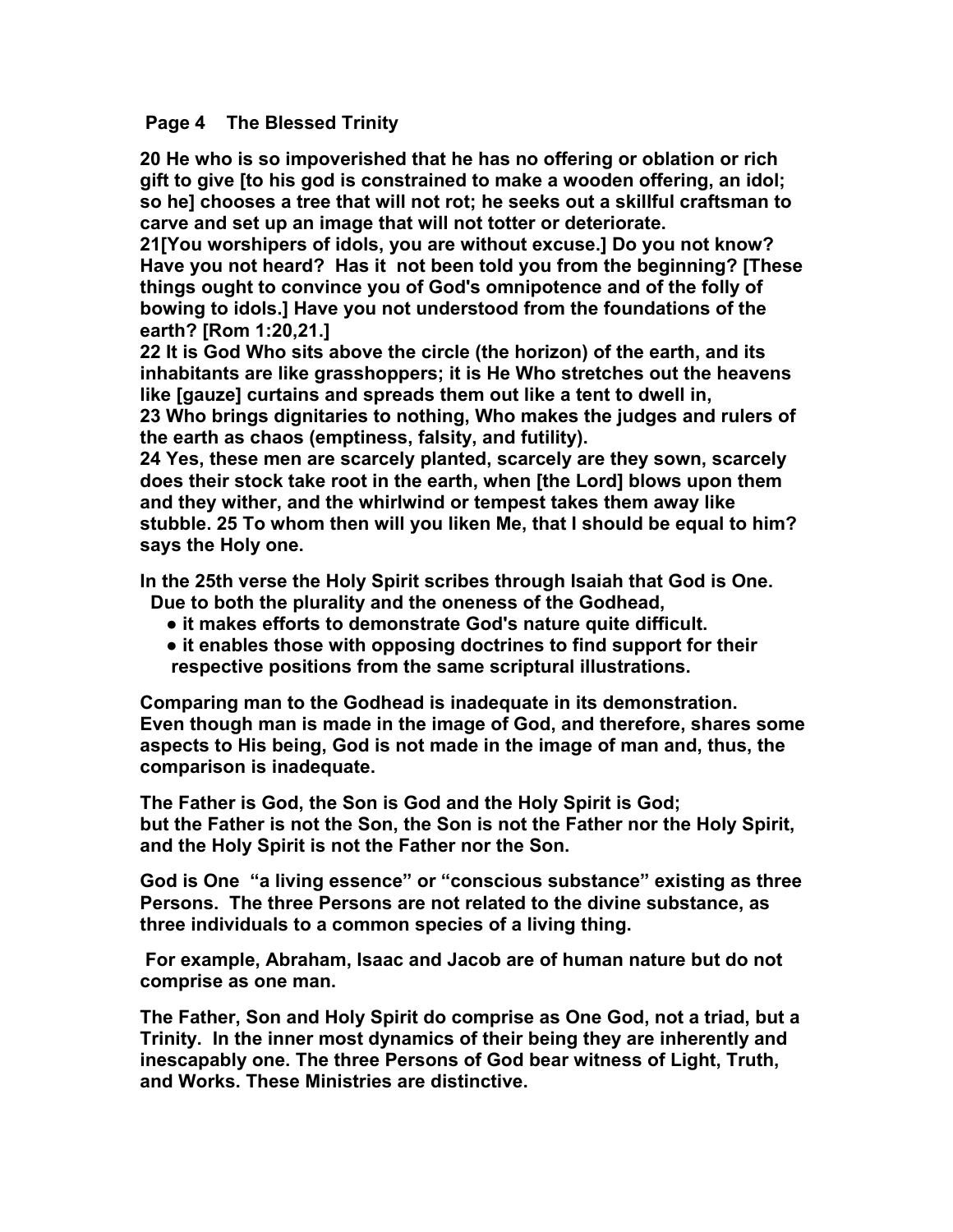**Page 4 The Blessed Trinity**

**20 He who is so impoverished that he has no offering or oblation or rich gift to give [to his god is constrained to make a wooden offering, an idol; so he] chooses a tree that will not rot; he seeks out a skillful craftsman to carve and set up an image that will not totter or deteriorate.**
**21[You worshipers of idols, you are without excuse.] Do you not know? Have you not heard? Has it not been told you from the beginning? [These things ought to convince you of God's omnipotence and of the folly of bowing to idols.] Have you not understood from the foundations of the earth? [Rom 1:20,21.]**
**22 It is God Who sits above the circle (the horizon) of the earth, and its inhabitants are like grasshoppers; it is He Who stretches out the heavens like [gauze] curtains and spreads them out like a tent to dwell in,**
**23 Who brings dignitaries to nothing, Who makes the judges and rulers of the earth as chaos (emptiness, falsity, and futility).**
**24 Yes, these men are scarcely planted, scarcely are they sown, scarcely does their stock take root in the earth, when [the Lord] blows upon them and they wither, and the whirlwind or tempest takes them away like stubble. 25 To whom then will you liken Me, that I should be equal to him? says the Holy one.**

**In the 25th verse the Holy Spirit scribes through Isaiah that God is One. Due to both the plurality and the oneness of the Godhead,**

- **it makes efforts to demonstrate God's nature quite difficult.**
- **it enables those with opposing doctrines to find support for their respective positions from the same scriptural illustrations.**

**Comparing man to the Godhead is inadequate in its demonstration. Even though man is made in the image of God, and therefore, shares some aspects to His being, God is not made in the image of man and, thus, the comparison is inadequate.**

**The Father is God, the Son is God and the Holy Spirit is God; but the Father is not the Son, the Son is not the Father nor the Holy Spirit, and the Holy Spirit is not the Father nor the Son.**

**God is One "a living essence" or "conscious substance" existing as three Persons. The three Persons are not related to the divine substance, as three individuals to a common species of a living thing.**

**For example, Abraham, Isaac and Jacob are of human nature but do not comprise as one man.**

**The Father, Son and Holy Spirit do comprise as One God, not a triad, but a Trinity. In the inner most dynamics of their being they are inherently and inescapably one. The three Persons of God bear witness of Light, Truth, and Works. These Ministries are distinctive.**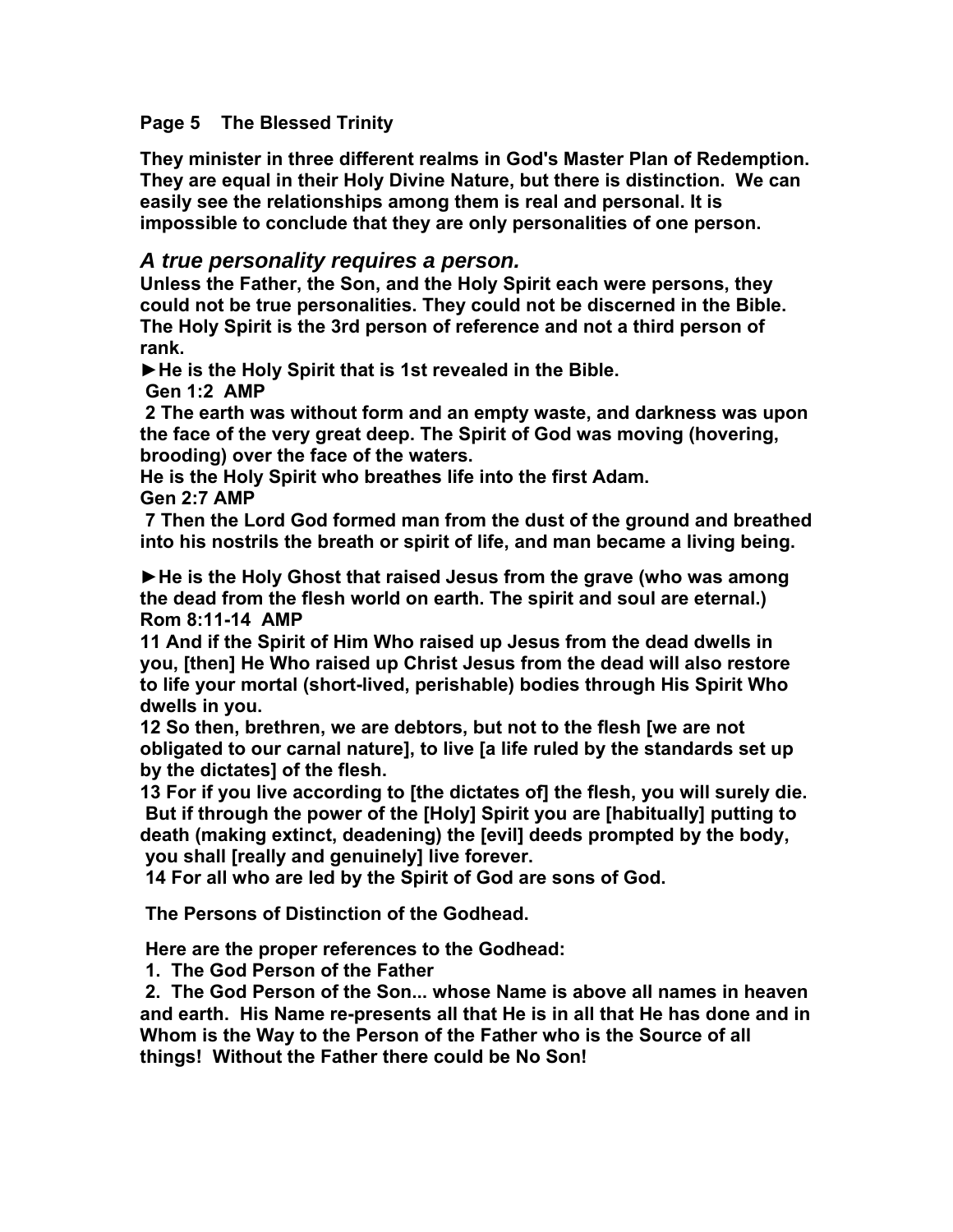**Page 5 The Blessed Trinity**

**They minister in three different realms in God's Master Plan of Redemption. They are equal in their Holy Divine Nature, but there is distinction. We can easily see the relationships among them is real and personal. It is impossible to conclude that they are only personalities of one person.**

### *A true personality requires a person.*

**Unless the Father, the Son, and the Holy Spirit each were persons, they could not be true personalities. They could not be discerned in the Bible. The Holy Spirit is the 3rd person of reference and not a third person of rank.**

**►He is the Holy Spirit that is 1st revealed in the Bible.**

**Gen 1:2 AMP**

**2 The earth was without form and an empty waste, and darkness was upon the face of the very great deep. The Spirit of God was moving (hovering, brooding) over the face of the waters.**

**He is the Holy Spirit who breathes life into the first Adam.**

**Gen 2:7 AMP**

**7 Then the Lord God formed man from the dust of the ground and breathed into his nostrils the breath or spirit of life, and man became a living being.**

**►He is the Holy Ghost that raised Jesus from the grave (who was among the dead from the flesh world on earth. The spirit and soul are eternal.)**

**Rom 8:11-14 AMP**

**11 And if the Spirit of Him Who raised up Jesus from the dead dwells in you, [then] He Who raised up Christ Jesus from the dead will also restore to life your mortal (short-lived, perishable) bodies through His Spirit Who dwells in you.**

**12 So then, brethren, we are debtors, but not to the flesh [we are not obligated to our carnal nature], to live [a life ruled by the standards set up by the dictates] of the flesh.**

**13 For if you live according to [the dictates of] the flesh, you will surely die. But if through the power of the [Holy] Spirit you are [habitually] putting to death (making extinct, deadening) the [evil] deeds prompted by the body, you shall [really and genuinely] live forever.**

**14 For all who are led by the Spirit of God are sons of God.**

**The Persons of Distinction of the Godhead.**

**Here are the proper references to the Godhead:**

1. **The God Person of the Father**
2. **The God Person of the Son... whose Name is above all names in heaven and earth. His Name re-presents all that He is in all that He has done and in Whom is the Way to the Person of the Father who is the Source of all things! Without the Father there could be No Son!**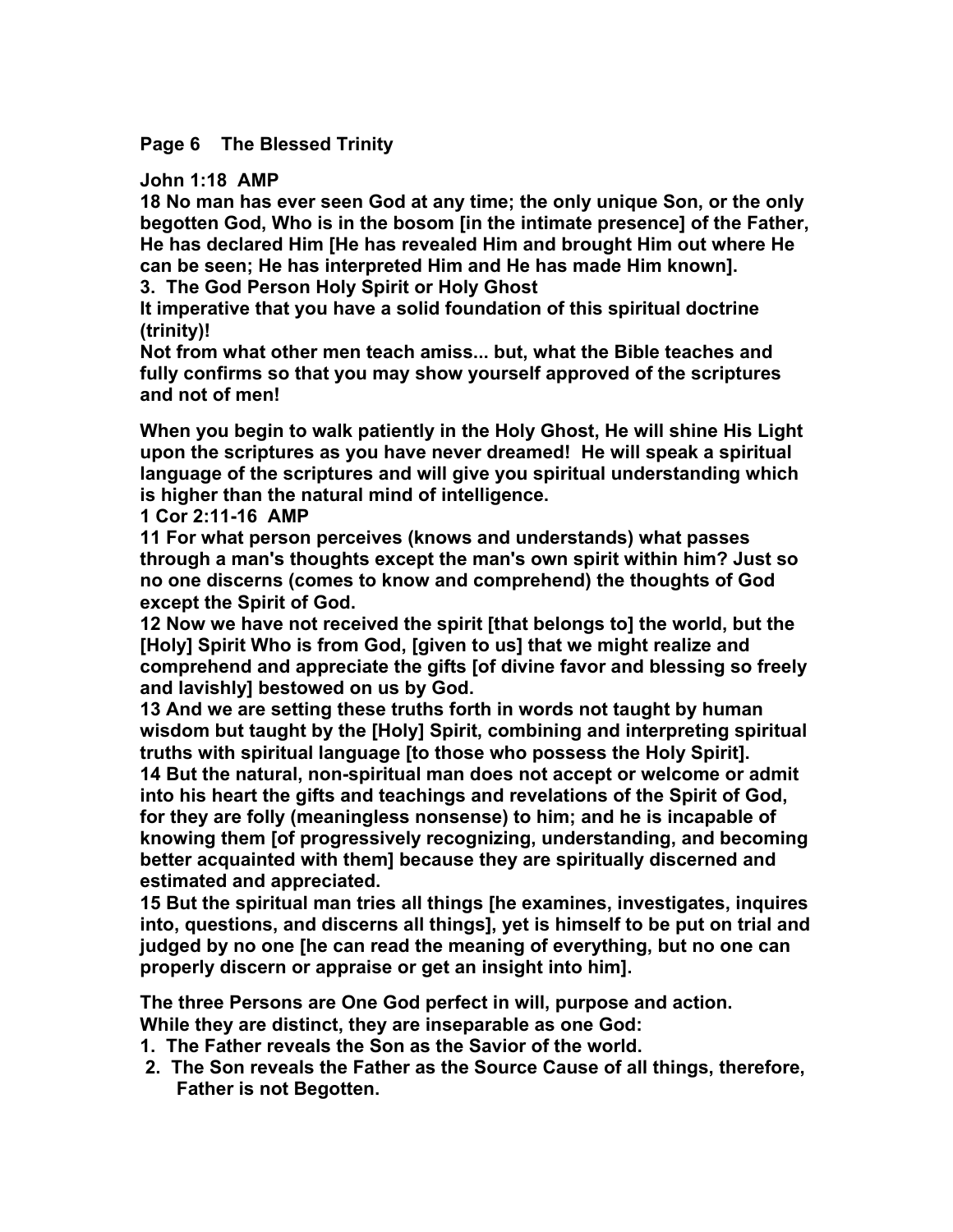**Page 6 The Blessed Trinity**

**John 1:18 AMP**

**18 No man has ever seen God at any time; the only unique Son, or the only begotten God, Who is in the bosom [in the intimate presence] of the Father, He has declared Him [He has revealed Him and brought Him out where He can be seen; He has interpreted Him and He has made Him known].**

**3. The God Person Holy Spirit or Holy Ghost**

**It imperative that you have a solid foundation of this spiritual doctrine (trinity)!**

**Not from what other men teach amiss... but, what the Bible teaches and fully confirms so that you may show yourself approved of the scriptures and not of men!**

**When you begin to walk patiently in the Holy Ghost, He will shine His Light upon the scriptures as you have never dreamed! He will speak a spiritual language of the scriptures and will give you spiritual understanding which is higher than the natural mind of intelligence.**

**1 Cor 2:11-16 AMP**

**11 For what person perceives (knows and understands) what passes through a man's thoughts except the man's own spirit within him? Just so no one discerns (comes to know and comprehend) the thoughts of God except the Spirit of God.**

**12 Now we have not received the spirit [that belongs to] the world, but the [Holy] Spirit Who is from God, [given to us] that we might realize and comprehend and appreciate the gifts [of divine favor and blessing so freely and lavishly] bestowed on us by God.**

**13 And we are setting these truths forth in words not taught by human wisdom but taught by the [Holy] Spirit, combining and interpreting spiritual truths with spiritual language [to those who possess the Holy Spirit].**

**14 But the natural, non-spiritual man does not accept or welcome or admit into his heart the gifts and teachings and revelations of the Spirit of God, for they are folly (meaningless nonsense) to him; and he is incapable of knowing them [of progressively recognizing, understanding, and becoming better acquainted with them] because they are spiritually discerned and estimated and appreciated.**

**15 But the spiritual man tries all things [he examines, investigates, inquires into, questions, and discerns all things], yet is himself to be put on trial and judged by no one [he can read the meaning of everything, but no one can properly discern or appraise or get an insight into him].**

**The three Persons are One God perfect in will, purpose and action. While they are distinct, they are inseparable as one God:**

1. **The Father reveals the Son as the Savior of the world.**
2. **The Son reveals the Father as the Source Cause of all things, therefore, Father is not Begotten.**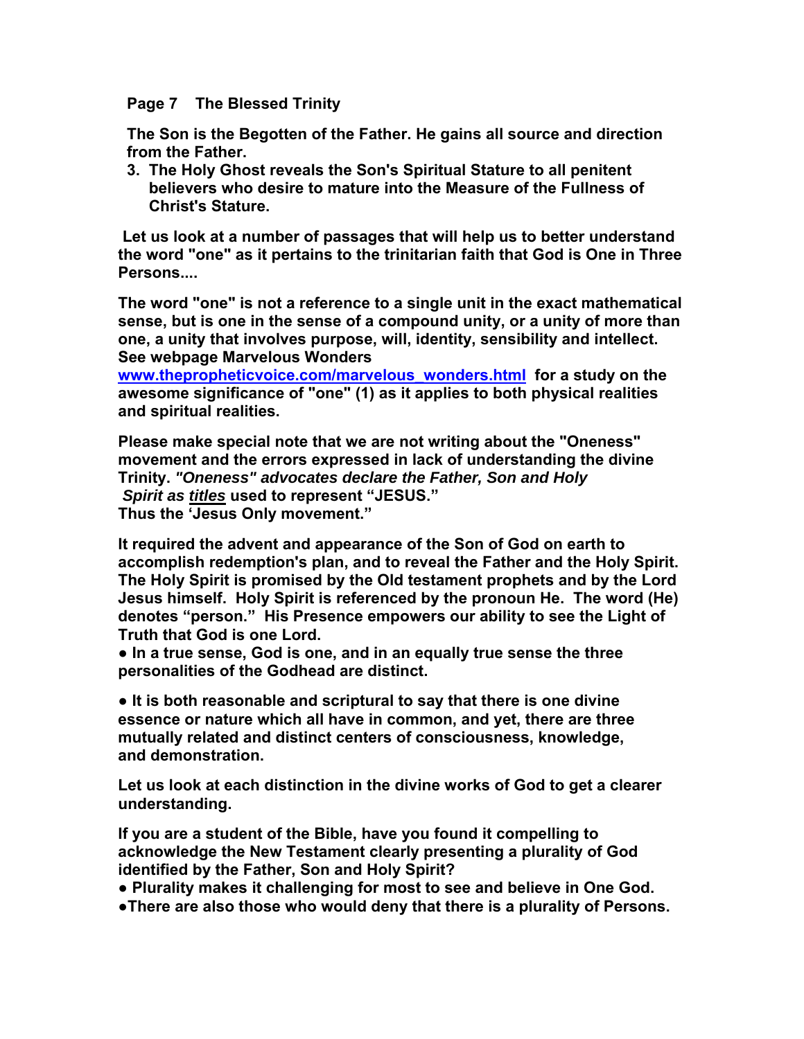**Page 7 The Blessed Trinity**

**The Son is the Begotten of the Father. He gains all source and direction from the Father.**

3. **The Holy Ghost reveals the Son's Spiritual Stature to all penitent believers who desire to mature into the Measure of the Fullness of Christ's Stature.**

**Let us look at a number of passages that will help us to better understand the word "one" as it pertains to the trinitarian faith that God is One in Three Persons....**

**The word "one" is not a reference to a single unit in the exact mathematical sense, but is one in the sense of a compound unity, or a unity of more than one, a unity that involves purpose, will, identity, sensibility and intellect. See webpage Marvelous Wonders [www.thepropheticvoice.com/marvelous_wonders.html](http://www.thepropheticvoice.com/marvelous_wonders.html) for a study on the awesome significance of "one" (1) as it applies to both physical realities and spiritual realities.**

**Please make special note that we are not writing about the "Oneness" movement and the errors expressed in lack of understanding the divine Trinity. *"Oneness" advocates declare the Father, Son and Holy Spirit as <u>titles</u>* used to represent "JESUS." Thus the 'Jesus Only movement."**

**It required the advent and appearance of the Son of God on earth to accomplish redemption's plan, and to reveal the Father and the Holy Spirit. The Holy Spirit is promised by the Old testament prophets and by the Lord Jesus himself. Holy Spirit is referenced by the pronoun He. The word (He) denotes "person." His Presence empowers our ability to see the Light of Truth that God is one Lord.**

● **In a true sense, God is one, and in an equally true sense the three personalities of the Godhead are distinct.**

● **It is both reasonable and scriptural to say that there is one divine essence or nature which all have in common, and yet, there are three mutually related and distinct centers of consciousness, knowledge, and demonstration.**

**Let us look at each distinction in the divine works of God to get a clearer understanding.**

**If you are a student of the Bible, have you found it compelling to acknowledge the New Testament clearly presenting a plurality of God identified by the Father, Son and Holy Spirit?**

● **Plurality makes it challenging for most to see and believe in One God.**

● **There are also those who would deny that there is a plurality of Persons.**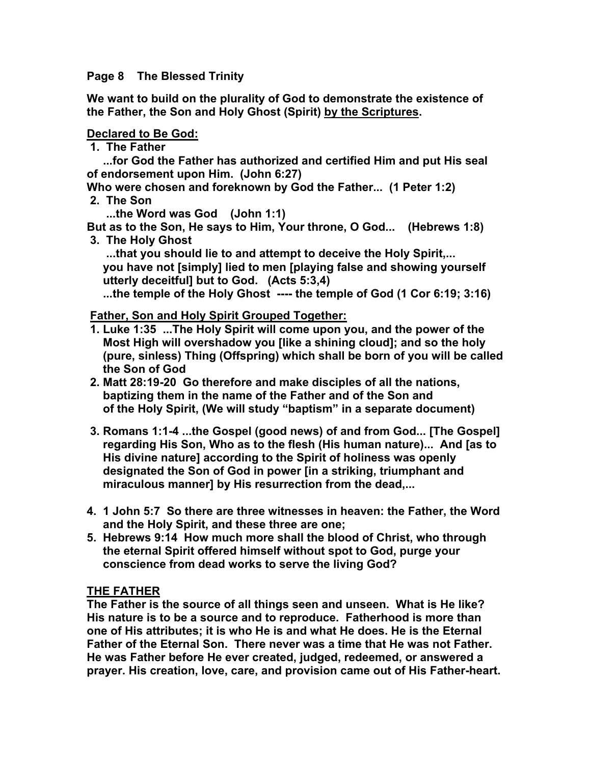**Page 8 The Blessed Trinity**

**We want to build on the plurality of God to demonstrate the existence of the Father, the Son and Holy Ghost (Spirit) <u>by the Scriptures</u>.**

**<u>Declared to Be God:</u>**

**1. The Father**

**...for God the Father has authorized and certified Him and put His seal of endorsement upon Him. (John 6:27)**

**Who were chosen and foreknown by God the Father... (1 Peter 1:2)**

**2. The Son**

**...the Word was God (John 1:1)**

**But as to the Son, He says to Him, Your throne, O God... (Hebrews 1:8)**

**3. The Holy Ghost**

**...that you should lie to and attempt to deceive the Holy Spirit,... you have not [simply] lied to men [playing false and showing yourself utterly deceitful] but to God. (Acts 5:3,4)**

**...the temple of the Holy Ghost ---- the temple of God (1 Cor 6:19; 3:16)**

**<u>Father, Son and Holy Spirit Grouped Together:</u>**

1. **Luke 1:35 ...The Holy Spirit will come upon you, and the power of the Most High will overshadow you [like a shining cloud]; and so the holy (pure, sinless) Thing (Offspring) which shall be born of you will be called the Son of God**
2. **Matt 28:19-20 Go therefore and make disciples of all the nations, baptizing them in the name of the Father and of the Son and of the Holy Spirit, (We will study "baptism" in a separate document)**
3. **Romans 1:1-4 ...the Gospel (good news) of and from God... [The Gospel] regarding His Son, Who as to the flesh (His human nature)... And [as to His divine nature] according to the Spirit of holiness was openly designated the Son of God in power [in a striking, triumphant and miraculous manner] by His resurrection from the dead,...**
4. **1 John 5:7 So there are three witnesses in heaven: the Father, the Word and the Holy Spirit, and these three are one;**
5. **Hebrews 9:14 How much more shall the blood of Christ, who through the eternal Spirit offered himself without spot to God, purge your conscience from dead works to serve the living God?**

**<u>THE FATHER</u>**

**The Father is the source of all things seen and unseen. What is He like? His nature is to be a source and to reproduce. Fatherhood is more than one of His attributes; it is who He is and what He does. He is the Eternal Father of the Eternal Son. There never was a time that He was not Father. He was Father before He ever created, judged, redeemed, or answered a prayer. His creation, love, care, and provision came out of His Father-heart.**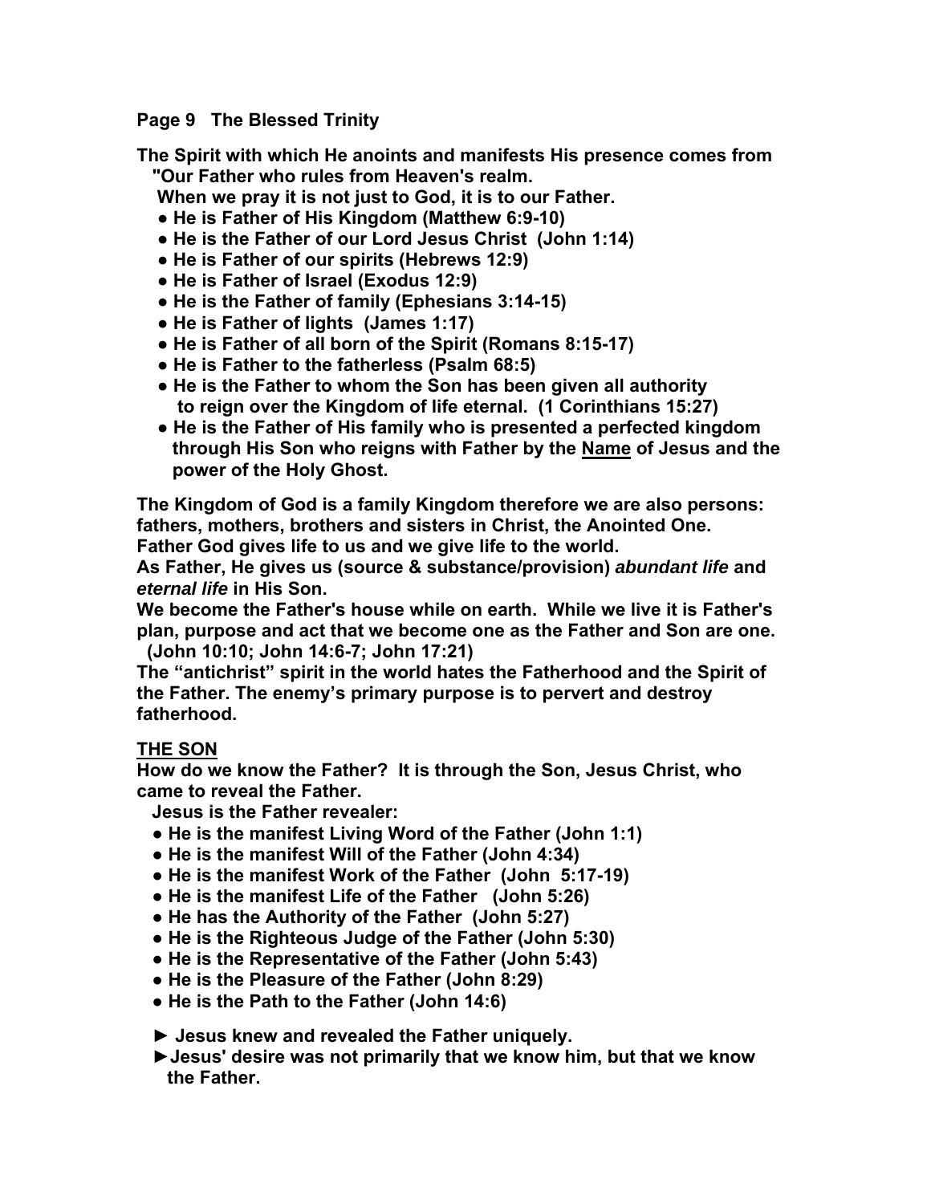**Page 9 The Blessed Trinity**

**The Spirit with which He anoints and manifests His presence comes from "Our Father who rules from Heaven's realm.**

**When we pray it is not just to God, it is to our Father.**

- **He is Father of His Kingdom (Matthew 6:9-10)**
- **He is the Father of our Lord Jesus Christ (John 1:14)**
- **He is Father of our spirits (Hebrews 12:9)**
- **He is Father of Israel (Exodus 12:9)**
- **He is the Father of family (Ephesians 3:14-15)**
- **He is Father of lights (James 1:17)**
- **He is Father of all born of the Spirit (Romans 8:15-17)**
- **He is Father to the fatherless (Psalm 68:5)**
- **He is the Father to whom the Son has been given all authority to reign over the Kingdom of life eternal. (1 Corinthians 15:27)**
- **He is the Father of His family who is presented a perfected kingdom through His Son who reigns with Father by the <u>Name</u> of Jesus and the power of the Holy Ghost.**

**The Kingdom of God is a family Kingdom therefore we are also persons: fathers, mothers, brothers and sisters in Christ, the Anointed One.**
**Father God gives life to us and we give life to the world.**
**As Father, He gives us (source & substance/provision) *abundant life* and *eternal life* in His Son.**
**We become the Father's house while on earth. While we live it is Father's plan, purpose and act that we become one as the Father and Son are one. (John 10:10; John 14:6-7; John 17:21)**
**The "antichrist" spirit in the world hates the Fatherhood and the Spirit of the Father. The enemy's primary purpose is to pervert and destroy fatherhood.**

## <u>THE SON</u>

**How do we know the Father? It is through the Son, Jesus Christ, who came to reveal the Father.**

**Jesus is the Father revealer:**

- **He is the manifest Living Word of the Father (John 1:1)**
- **He is the manifest Will of the Father (John 4:34)**
- **He is the manifest Work of the Father (John 5:17-19)**
- **He is the manifest Life of the Father (John 5:26)**
- **He has the Authority of the Father (John 5:27)**
- **He is the Righteous Judge of the Father (John 5:30)**
- **He is the Representative of the Father (John 5:43)**
- **He is the Pleasure of the Father (John 8:29)**
- **He is the Path to the Father (John 14:6)**

► **Jesus knew and revealed the Father uniquely.**

► **Jesus' desire was not primarily that we know him, but that we know the Father.**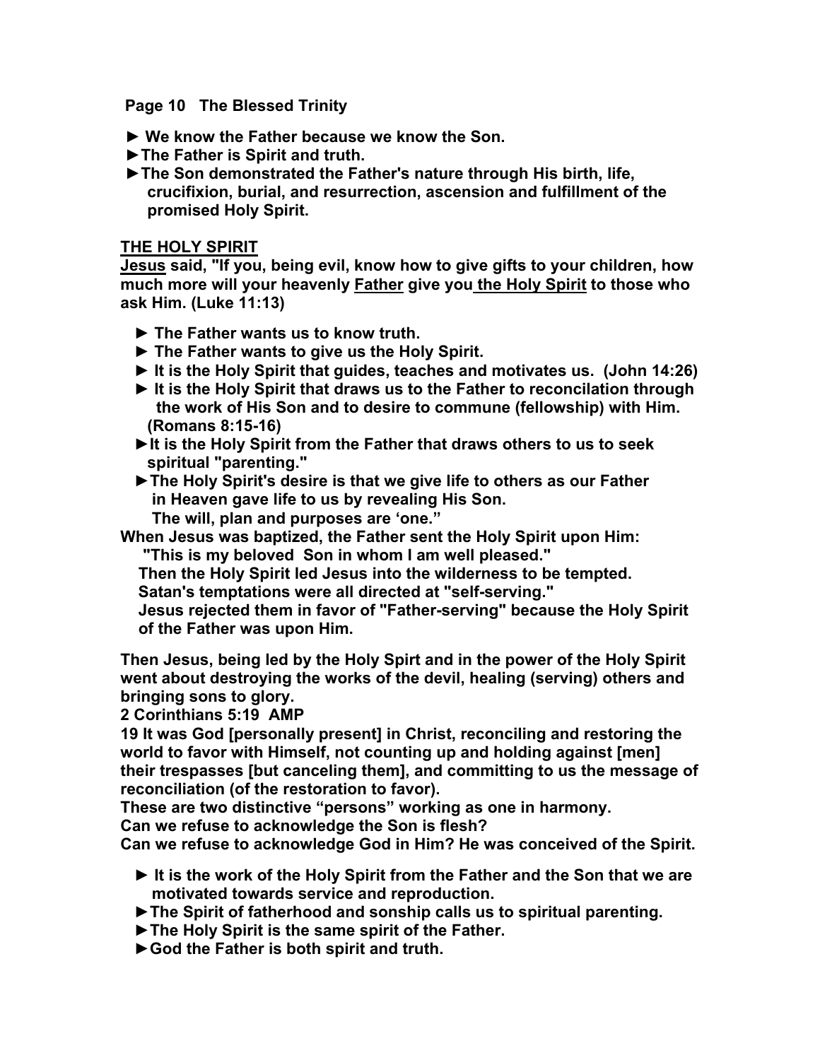**Page 10 The Blessed Trinity**

- ► **We know the Father because we know the Son.**
- ►**The Father is Spirit and truth.**
- ►**The Son demonstrated the Father's nature through His birth, life, crucifixion, burial, and resurrection, ascension and fulfillment of the promised Holy Spirit.**

**THE HOLY SPIRIT**

**Jesus said, "If you, being evil, know how to give gifts to your children, how much more will your heavenly Father give you the Holy Spirit to those who ask Him. (Luke 11:13)**

- ► **The Father wants us to know truth.**
- ► **The Father wants to give us the Holy Spirit.**
- ► **It is the Holy Spirit that guides, teaches and motivates us. (John 14:26)**
- ► **It is the Holy Spirit that draws us to the Father to reconcilation through the work of His Son and to desire to commune (fellowship) with Him. (Romans 8:15-16)**
- ►**It is the Holy Spirit from the Father that draws others to us to seek spiritual "parenting."**
- ►**The Holy Spirit's desire is that we give life to others as our Father in Heaven gave life to us by revealing His Son.**
  **The will, plan and purposes are 'one."**

**When Jesus was baptized, the Father sent the Holy Spirit upon Him:**
**"This is my beloved Son in whom I am well pleased."**
**Then the Holy Spirit led Jesus into the wilderness to be tempted.**
**Satan's temptations were all directed at "self-serving."**
**Jesus rejected them in favor of "Father-serving" because the Holy Spirit of the Father was upon Him.**

**Then Jesus, being led by the Holy Spirt and in the power of the Holy Spirit went about destroying the works of the devil, healing (serving) others and bringing sons to glory.**
**2 Corinthians 5:19 AMP**
**19 It was God [personally present] in Christ, reconciling and restoring the world to favor with Himself, not counting up and holding against [men] their trespasses [but canceling them], and committing to us the message of reconciliation (of the restoration to favor).**
**These are two distinctive "persons" working as one in harmony.**
**Can we refuse to acknowledge the Son is flesh?**
**Can we refuse to acknowledge God in Him? He was conceived of the Spirit.**

- ► **It is the work of the Holy Spirit from the Father and the Son that we are motivated towards service and reproduction.**
- ►**The Spirit of fatherhood and sonship calls us to spiritual parenting.**
- ►**The Holy Spirit is the same spirit of the Father.**
- ►**God the Father is both spirit and truth.**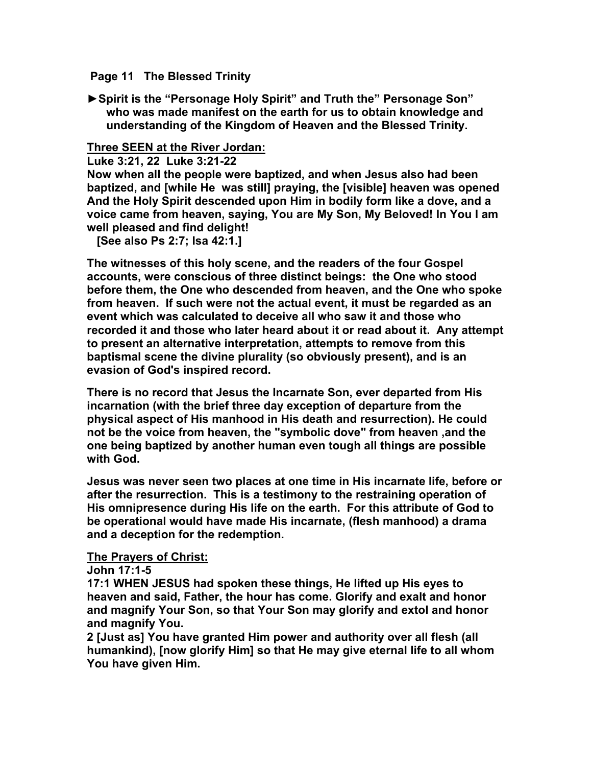**Page 11 The Blessed Trinity**

►**Spirit is the "Personage Holy Spirit" and Truth the" Personage Son" who was made manifest on the earth for us to obtain knowledge and understanding of the Kingdom of Heaven and the Blessed Trinity.**

**Three SEEN at the River Jordan:**

**Luke 3:21, 22 Luke 3:21-22**
**Now when all the people were baptized, and when Jesus also had been baptized, and [while He was still] praying, the [visible] heaven was opened And the Holy Spirit descended upon Him in bodily form like a dove, and a voice came from heaven, saying, You are My Son, My Beloved! In You I am well pleased and find delight!**
**[See also Ps 2:7; Isa 42:1.]**

**The witnesses of this holy scene, and the readers of the four Gospel accounts, were conscious of three distinct beings: the One who stood before them, the One who descended from heaven, and the One who spoke from heaven. If such were not the actual event, it must be regarded as an event which was calculated to deceive all who saw it and those who recorded it and those who later heard about it or read about it. Any attempt to present an alternative interpretation, attempts to remove from this baptismal scene the divine plurality (so obviously present), and is an evasion of God's inspired record.**

**There is no record that Jesus the Incarnate Son, ever departed from His incarnation (with the brief three day exception of departure from the physical aspect of His manhood in His death and resurrection). He could not be the voice from heaven, the "symbolic dove" from heaven ,and the one being baptized by another human even tough all things are possible with God.**

**Jesus was never seen two places at one time in His incarnate life, before or after the resurrection. This is a testimony to the restraining operation of His omnipresence during His life on the earth. For this attribute of God to be operational would have made His incarnate, (flesh manhood) a drama and a deception for the redemption.**

**The Prayers of Christ:**

**John 17:1-5**
**17:1 WHEN JESUS had spoken these things, He lifted up His eyes to heaven and said, Father, the hour has come. Glorify and exalt and honor and magnify Your Son, so that Your Son may glorify and extol and honor and magnify You.**
**2 [Just as] You have granted Him power and authority over all flesh (all humankind), [now glorify Him] so that He may give eternal life to all whom You have given Him.**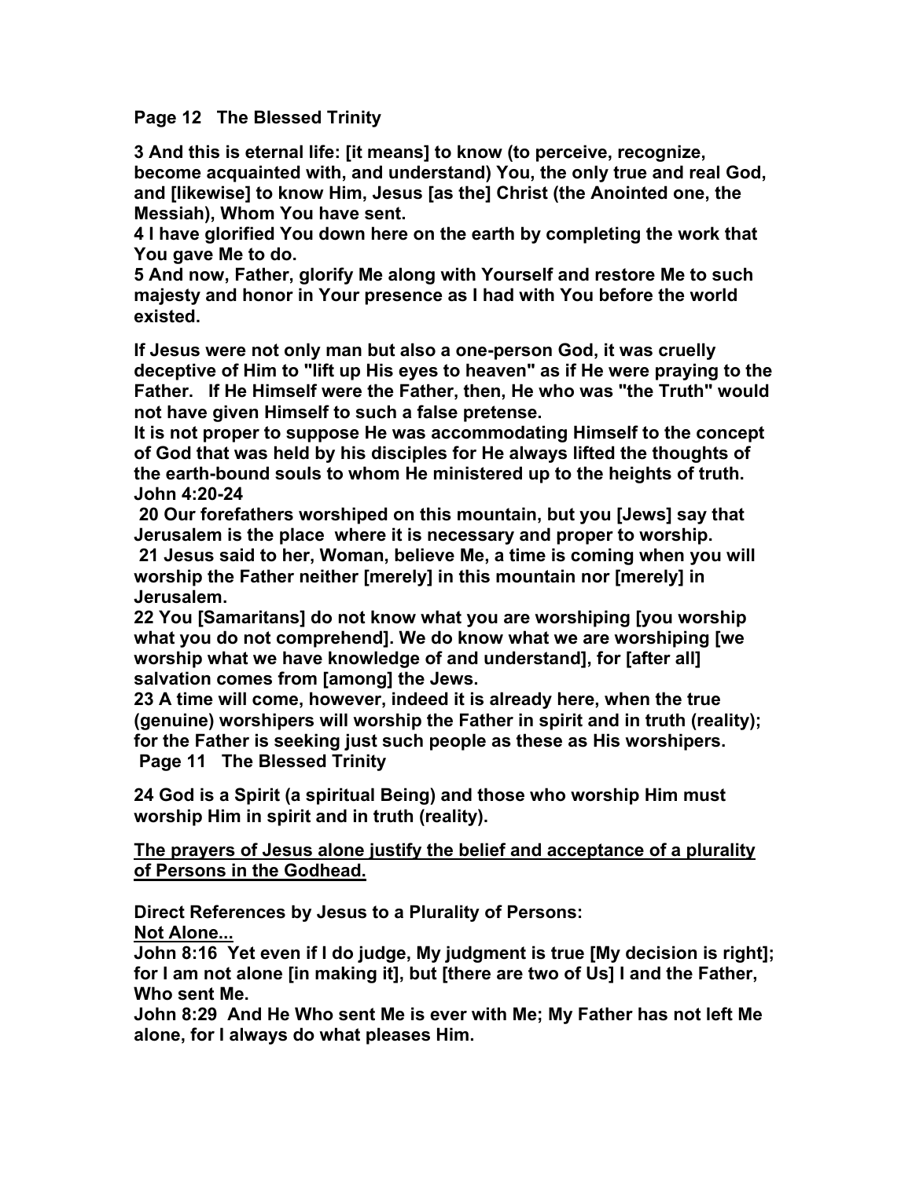**3 And this is eternal life: [it means] to know (to perceive, recognize, become acquainted with, and understand) You, the only true and real God, and [likewise] to know Him, Jesus [as the] Christ (the Anointed one, the Messiah), Whom You have sent.**
**4 I have glorified You down here on the earth by completing the work that You gave Me to do.**
**5 And now, Father, glorify Me along with Yourself and restore Me to such majesty and honor in Your presence as I had with You before the world existed.**

**If Jesus were not only man but also a one-person God, it was cruelly deceptive of Him to "lift up His eyes to heaven" as if He were praying to the Father. If He Himself were the Father, then, He who was "the Truth" would not have given Himself to such a false pretense.**
**It is not proper to suppose He was accommodating Himself to the concept of God that was held by his disciples for He always lifted the thoughts of the earth-bound souls to whom He ministered up to the heights of truth. John 4:20-24**
**20 Our forefathers worshiped on this mountain, but you [Jews] say that Jerusalem is the place where it is necessary and proper to worship.**
**21 Jesus said to her, Woman, believe Me, a time is coming when you will worship the Father neither [merely] in this mountain nor [merely] in Jerusalem.**
**22 You [Samaritans] do not know what you are worshiping [you worship what you do not comprehend]. We do know what we are worshiping [we worship what we have knowledge of and understand], for [after all] salvation comes from [among] the Jews.**
**23 A time will come, however, indeed it is already here, when the true (genuine) worshipers will worship the Father in spirit and in truth (reality); for the Father is seeking just such people as these as His worshipers.**

**24 God is a Spirit (a spiritual Being) and those who worship Him must worship Him in spirit and in truth (reality).**

<u>**The prayers of Jesus alone justify the belief and acceptance of a plurality of Persons in the Godhead.**</u>

**Direct References by Jesus to a Plurality of Persons:**
<u>**Not Alone...**</u>
**John 8:16 Yet even if I do judge, My judgment is true [My decision is right]; for I am not alone [in making it], but [there are two of Us] I and the Father, Who sent Me.**
**John 8:29 And He Who sent Me is ever with Me; My Father has not left Me alone, for I always do what pleases Him.**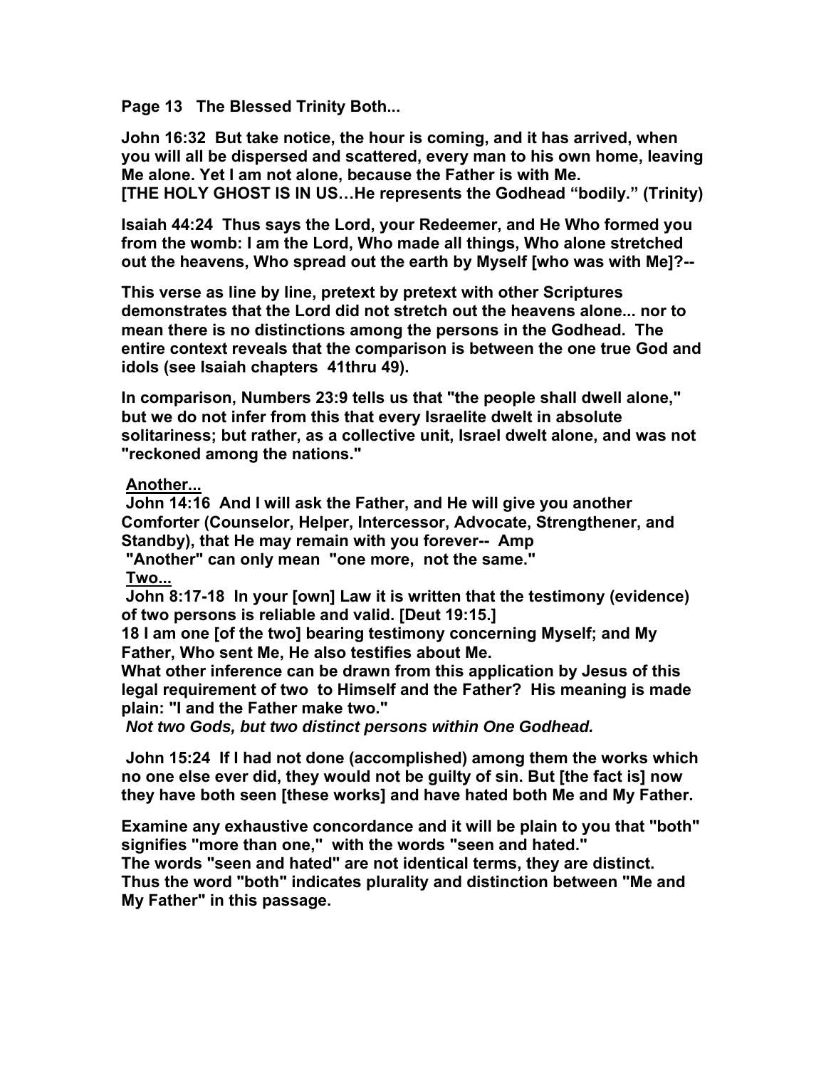**Page 13 The Blessed Trinity Both...**

**John 16:32 But take notice, the hour is coming, and it has arrived, when you will all be dispersed and scattered, every man to his own home, leaving Me alone. Yet I am not alone, because the Father is with Me.**
**[THE HOLY GHOST IS IN US…He represents the Godhead "bodily." (Trinity)**

**Isaiah 44:24 Thus says the Lord, your Redeemer, and He Who formed you from the womb: I am the Lord, Who made all things, Who alone stretched out the heavens, Who spread out the earth by Myself [who was with Me]?--**

**This verse as line by line, pretext by pretext with other Scriptures demonstrates that the Lord did not stretch out the heavens alone... nor to mean there is no distinctions among the persons in the Godhead. The entire context reveals that the comparison is between the one true God and idols (see Isaiah chapters 41thru 49).**

**In comparison, Numbers 23:9 tells us that "the people shall dwell alone," but we do not infer from this that every Israelite dwelt in absolute solitariness; but rather, as a collective unit, Israel dwelt alone, and was not "reckoned among the nations."**

**Another...**
**John 14:16 And I will ask the Father, and He will give you another Comforter (Counselor, Helper, Intercessor, Advocate, Strengthener, and Standby), that He may remain with you forever-- Amp**
**"Another" can only mean "one more, not the same."**
**Two...**
**John 8:17-18 In your [own] Law it is written that the testimony (evidence) of two persons is reliable and valid. [Deut 19:15.]**
**18 I am one [of the two] bearing testimony concerning Myself; and My Father, Who sent Me, He also testifies about Me.**
**What other inference can be drawn from this application by Jesus of this legal requirement of two to Himself and the Father? His meaning is made plain: "I and the Father make two."**
***Not two Gods, but two distinct persons within One Godhead.***

**John 15:24 If I had not done (accomplished) among them the works which no one else ever did, they would not be guilty of sin. But [the fact is] now they have both seen [these works] and have hated both Me and My Father.**

**Examine any exhaustive concordance and it will be plain to you that "both" signifies "more than one," with the words "seen and hated."**
**The words "seen and hated" are not identical terms, they are distinct. Thus the word "both" indicates plurality and distinction between "Me and My Father" in this passage.**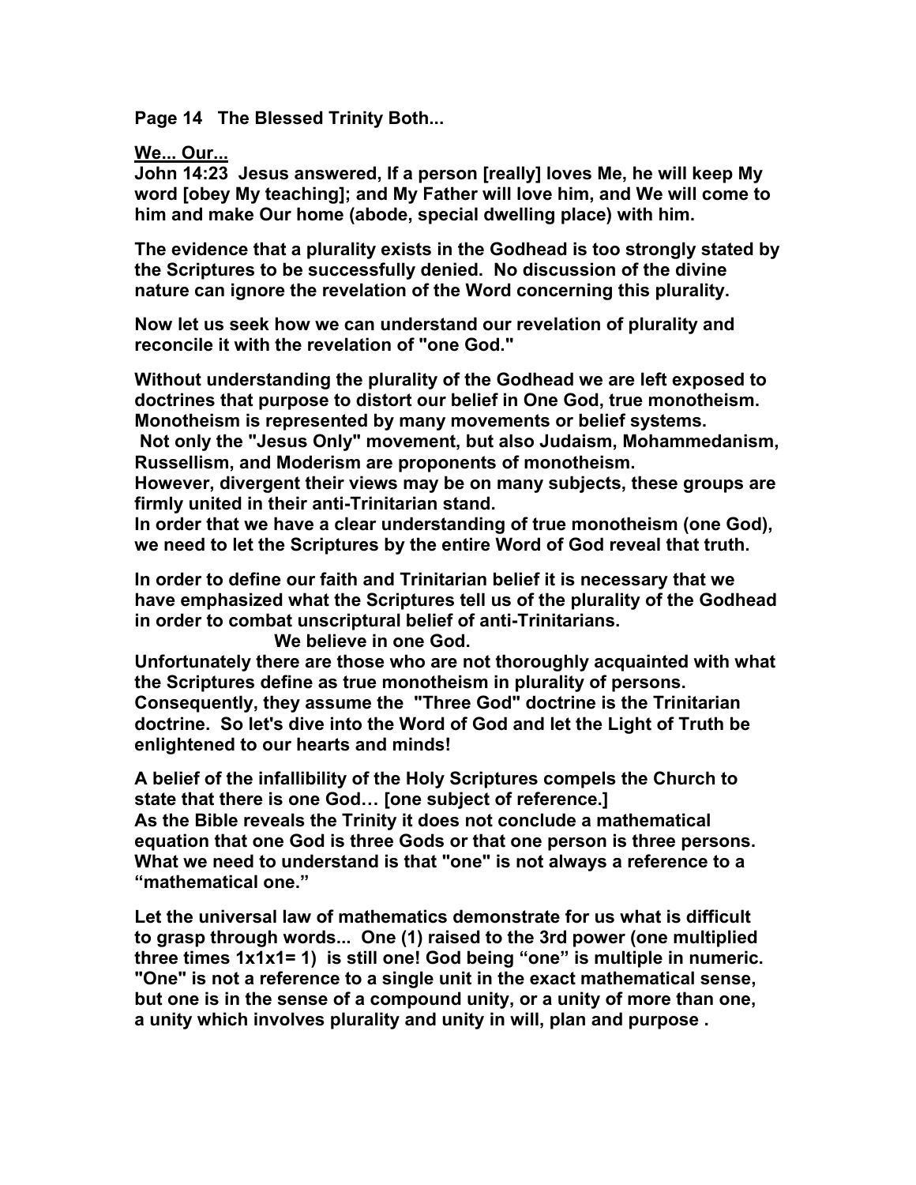**Page 14 The Blessed Trinity Both...**

**We... Our...**

**John 14:23 Jesus answered, If a person [really] loves Me, he will keep My word [obey My teaching]; and My Father will love him, and We will come to him and make Our home (abode, special dwelling place) with him.**

**The evidence that a plurality exists in the Godhead is too strongly stated by the Scriptures to be successfully denied. No discussion of the divine nature can ignore the revelation of the Word concerning this plurality.**

**Now let us seek how we can understand our revelation of plurality and reconcile it with the revelation of "one God."**

**Without understanding the plurality of the Godhead we are left exposed to doctrines that purpose to distort our belief in One God, true monotheism. Monotheism is represented by many movements or belief systems. Not only the "Jesus Only" movement, but also Judaism, Mohammedanism, Russellism, and Moderism are proponents of monotheism. However, divergent their views may be on many subjects, these groups are firmly united in their anti-Trinitarian stand. In order that we have a clear understanding of true monotheism (one God), we need to let the Scriptures by the entire Word of God reveal that truth.**

**In order to define our faith and Trinitarian belief it is necessary that we have emphasized what the Scriptures tell us of the plurality of the Godhead in order to combat unscriptural belief of anti-Trinitarians.**

**We believe in one God.**

**Unfortunately there are those who are not thoroughly acquainted with what the Scriptures define as true monotheism in plurality of persons. Consequently, they assume the "Three God" doctrine is the Trinitarian doctrine. So let's dive into the Word of God and let the Light of Truth be enlightened to our hearts and minds!**

**A belief of the infallibility of the Holy Scriptures compels the Church to state that there is one God… [one subject of reference.] As the Bible reveals the Trinity it does not conclude a mathematical equation that one God is three Gods or that one person is three persons. What we need to understand is that "one" is not always a reference to a "mathematical one."**

**Let the universal law of mathematics demonstrate for us what is difficult to grasp through words... One (1) raised to the 3rd power (one multiplied three times 1x1x1= 1) is still one! God being "one" is multiple in numeric. "One" is not a reference to a single unit in the exact mathematical sense, but one is in the sense of a compound unity, or a unity of more than one, a unity which involves plurality and unity in will, plan and purpose .**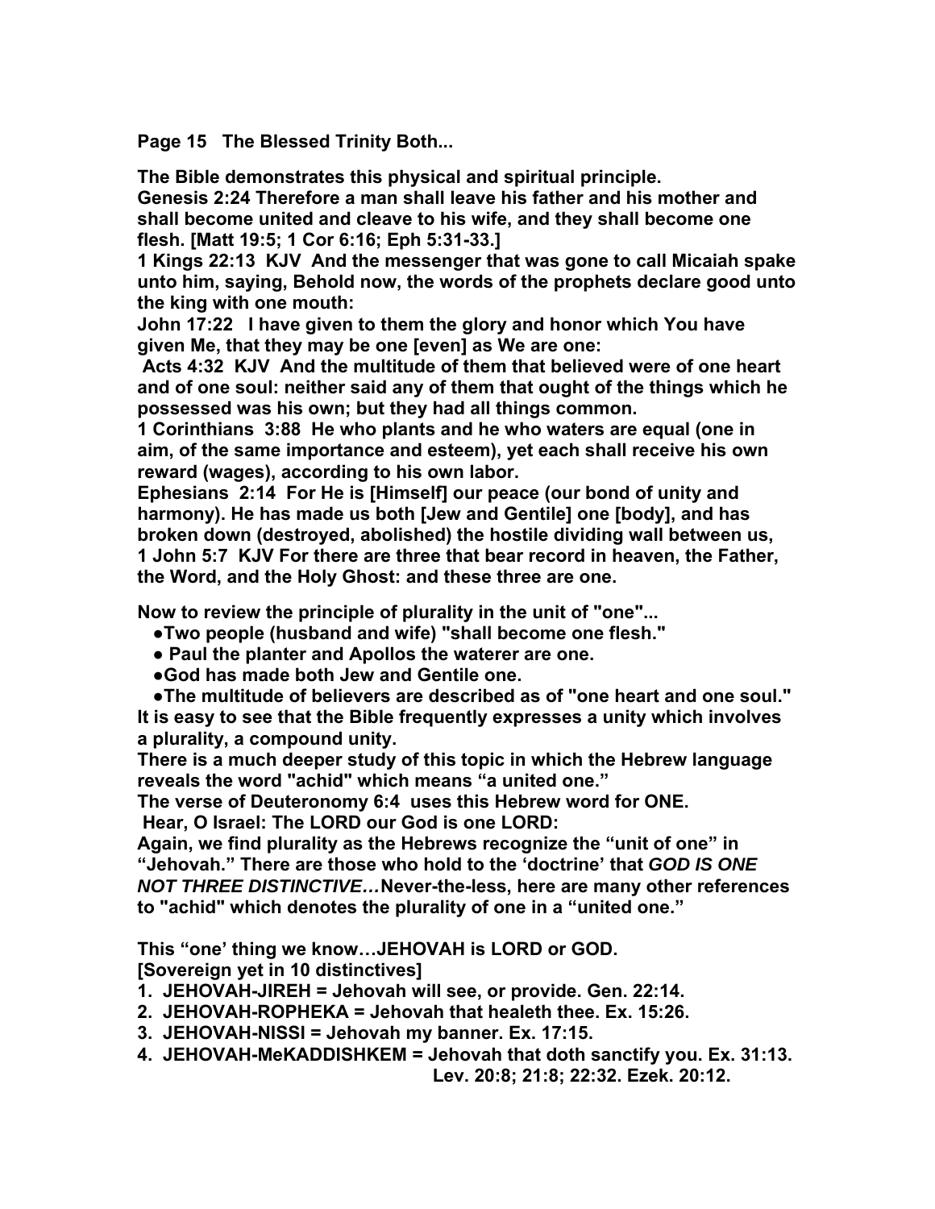**Page 15 The Blessed Trinity Both...**

**The Bible demonstrates this physical and spiritual principle.**
**Genesis 2:24 Therefore a man shall leave his father and his mother and shall become united and cleave to his wife, and they shall become one flesh. [Matt 19:5; 1 Cor 6:16; Eph 5:31-33.]**
**1 Kings 22:13 KJV And the messenger that was gone to call Micaiah spake unto him, saying, Behold now, the words of the prophets declare good unto the king with one mouth:**
**John 17:22 I have given to them the glory and honor which You have given Me, that they may be one [even] as We are one:**
**Acts 4:32 KJV And the multitude of them that believed were of one heart and of one soul: neither said any of them that ought of the things which he possessed was his own; but they had all things common.**
**1 Corinthians 3:88 He who plants and he who waters are equal (one in aim, of the same importance and esteem), yet each shall receive his own reward (wages), according to his own labor.**
**Ephesians 2:14 For He is [Himself] our peace (our bond of unity and harmony). He has made us both [Jew and Gentile] one [body], and has broken down (destroyed, abolished) the hostile dividing wall between us,**
**1 John 5:7 KJV For there are three that bear record in heaven, the Father, the Word, and the Holy Ghost: and these three are one.**

**Now to review the principle of plurality in the unit of "one"...**

- **Two people (husband and wife) "shall become one flesh."**
- **Paul the planter and Apollos the waterer are one.**
- **God has made both Jew and Gentile one.**
- **The multitude of believers are described as of "one heart and one soul."**

**It is easy to see that the Bible frequently expresses a unity which involves a plurality, a compound unity.**
**There is a much deeper study of this topic in which the Hebrew language reveals the word "achid" which means "a united one."**
**The verse of Deuteronomy 6:4 uses this Hebrew word for ONE.**
**Hear, O Israel: The LORD our God is one LORD:**
**Again, we find plurality as the Hebrews recognize the "unit of one" in "Jehovah." There are those who hold to the 'doctrine' that *GOD IS ONE NOT THREE DISTINCTIVE…* Never-the-less, here are many other references to "achid" which denotes the plurality of one in a "united one."**

**This "one' thing we know…JEHOVAH is LORD or GOD.**
**[Sovereign yet in 10 distinctives]**

1. **JEHOVAH-JIREH = Jehovah will see, or provide. Gen. 22:14.**
2. **JEHOVAH-ROPHEKA = Jehovah that healeth thee. Ex. 15:26.**
3. **JEHOVAH-NISSI = Jehovah my banner. Ex. 17:15.**
4. **JEHOVAH-MeKADDISHKEM = Jehovah that doth sanctify you. Ex. 31:13. Lev. 20:8; 21:8; 22:32. Ezek. 20:12.**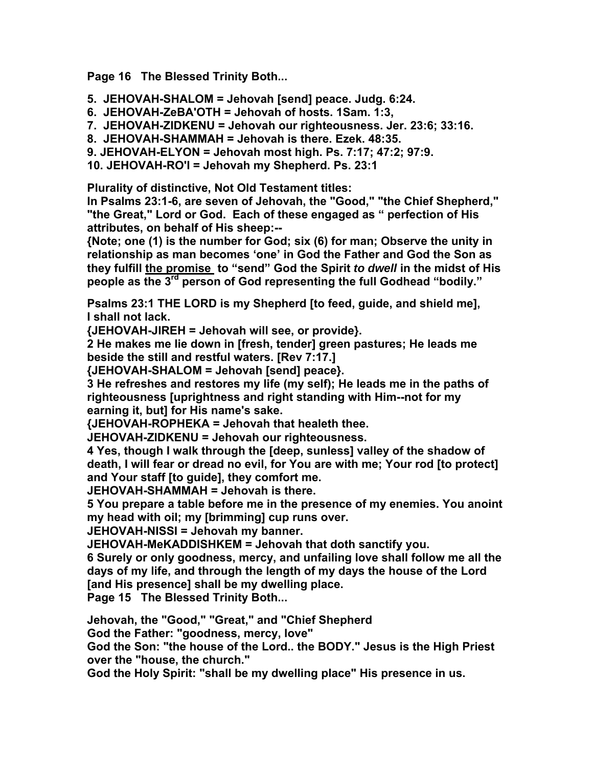**5. JEHOVAH-SHALOM = Jehovah [send] peace. Judg. 6:24.**
**6. JEHOVAH-ZeBA'OTH = Jehovah of hosts. 1Sam. 1:3,**
**7. JEHOVAH-ZIDKENU = Jehovah our righteousness. Jer. 23:6; 33:16.**
**8. JEHOVAH-SHAMMAH = Jehovah is there. Ezek. 48:35.**
**9. JEHOVAH-ELYON = Jehovah most high. Ps. 7:17; 47:2; 97:9.**
**10. JEHOVAH-RO'I = Jehovah my Shepherd. Ps. 23:1**

**Plurality of distinctive, Not Old Testament titles:**
**In Psalms 23:1-6, are seven of Jehovah, the "Good," "the Chief Shepherd," "the Great," Lord or God. Each of these engaged as " perfection of His attributes, on behalf of His sheep:--**
**{Note; one (1) is the number for God; six (6) for man; Observe the unity in relationship as man becomes 'one' in God the Father and God the Son as they fulfill <u>the promise</u> to "send" God the Spirit *to dwell* in the midst of His people as the 3rd person of God representing the full Godhead "bodily."**

**Psalms 23:1 THE LORD is my Shepherd [to feed, guide, and shield me], I shall not lack.**
**{JEHOVAH-JIREH = Jehovah will see, or provide}.**
**2 He makes me lie down in [fresh, tender] green pastures; He leads me beside the still and restful waters. [Rev 7:17.]**
**{JEHOVAH-SHALOM = Jehovah [send] peace}.**
**3 He refreshes and restores my life (my self); He leads me in the paths of righteousness [uprightness and right standing with Him--not for my earning it, but] for His name's sake.**
**{JEHOVAH-ROPHEKA = Jehovah that healeth thee.**
**JEHOVAH-ZIDKENU = Jehovah our righteousness.**
**4 Yes, though I walk through the [deep, sunless] valley of the shadow of death, I will fear or dread no evil, for You are with me; Your rod [to protect] and Your staff [to guide], they comfort me.**
**JEHOVAH-SHAMMAH = Jehovah is there.**
**5 You prepare a table before me in the presence of my enemies. You anoint my head with oil; my [brimming] cup runs over.**
**JEHOVAH-NISSI = Jehovah my banner.**
**JEHOVAH-MeKADDISHKEM = Jehovah that doth sanctify you.**
**6 Surely or only goodness, mercy, and unfailing love shall follow me all the days of my life, and through the length of my days the house of the Lord [and His presence] shall be my dwelling place.**

**Page 15 The Blessed Trinity Both...**

**Jehovah, the "Good," "Great," and "Chief Shepherd**
**God the Father: "goodness, mercy, love"**
**God the Son: "the house of the Lord.. the BODY." Jesus is the High Priest over the "house, the church."**
**God the Holy Spirit: "shall be my dwelling place" His presence in us.**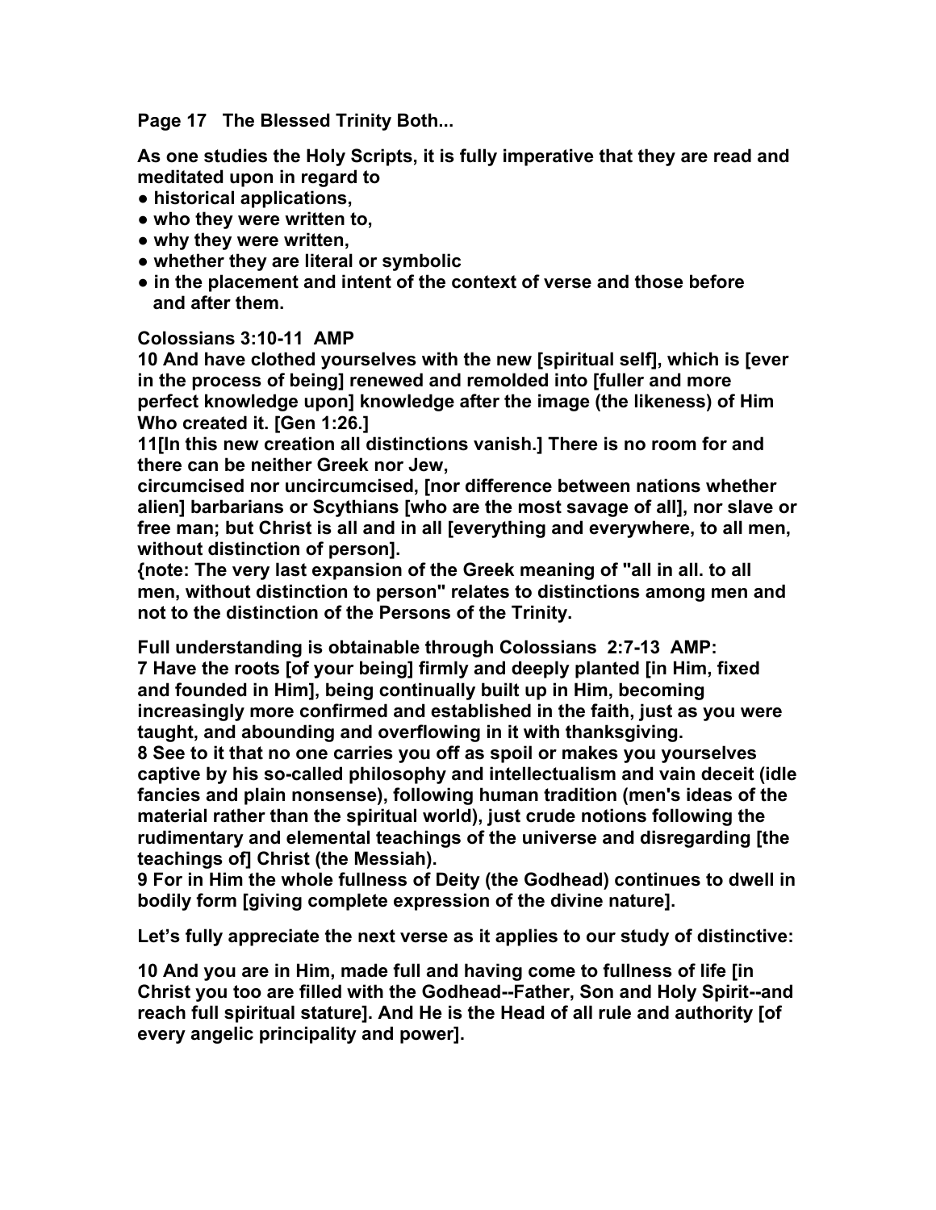**Page 17 The Blessed Trinity Both...**

**As one studies the Holy Scripts, it is fully imperative that they are read and meditated upon in regard to**

- **historical applications,**
- **who they were written to,**
- **why they were written,**
- **whether they are literal or symbolic**
- **in the placement and intent of the context of verse and those before and after them.**

**Colossians 3:10-11 AMP**

**10 And have clothed yourselves with the new [spiritual self], which is [ever in the process of being] renewed and remolded into [fuller and more perfect knowledge upon] knowledge after the image (the likeness) of Him Who created it. [Gen 1:26.]**

**11[In this new creation all distinctions vanish.] There is no room for and there can be neither Greek nor Jew,**
**circumcised nor uncircumcised, [nor difference between nations whether alien] barbarians or Scythians [who are the most savage of all], nor slave or free man; but Christ is all and in all [everything and everywhere, to all men, without distinction of person].**

**{note: The very last expansion of the Greek meaning of "all in all. to all men, without distinction to person" relates to distinctions among men and not to the distinction of the Persons of the Trinity.**

**Full understanding is obtainable through Colossians 2:7-13 AMP:**

**7 Have the roots [of your being] firmly and deeply planted [in Him, fixed and founded in Him], being continually built up in Him, becoming increasingly more confirmed and established in the faith, just as you were taught, and abounding and overflowing in it with thanksgiving.**

**8 See to it that no one carries you off as spoil or makes you yourselves captive by his so-called philosophy and intellectualism and vain deceit (idle fancies and plain nonsense), following human tradition (men's ideas of the material rather than the spiritual world), just crude notions following the rudimentary and elemental teachings of the universe and disregarding [the teachings of] Christ (the Messiah).**

**9 For in Him the whole fullness of Deity (the Godhead) continues to dwell in bodily form [giving complete expression of the divine nature].**

**Let's fully appreciate the next verse as it applies to our study of distinctive:**

**10 And you are in Him, made full and having come to fullness of life [in Christ you too are filled with the Godhead--Father, Son and Holy Spirit--and reach full spiritual stature]. And He is the Head of all rule and authority [of every angelic principality and power].**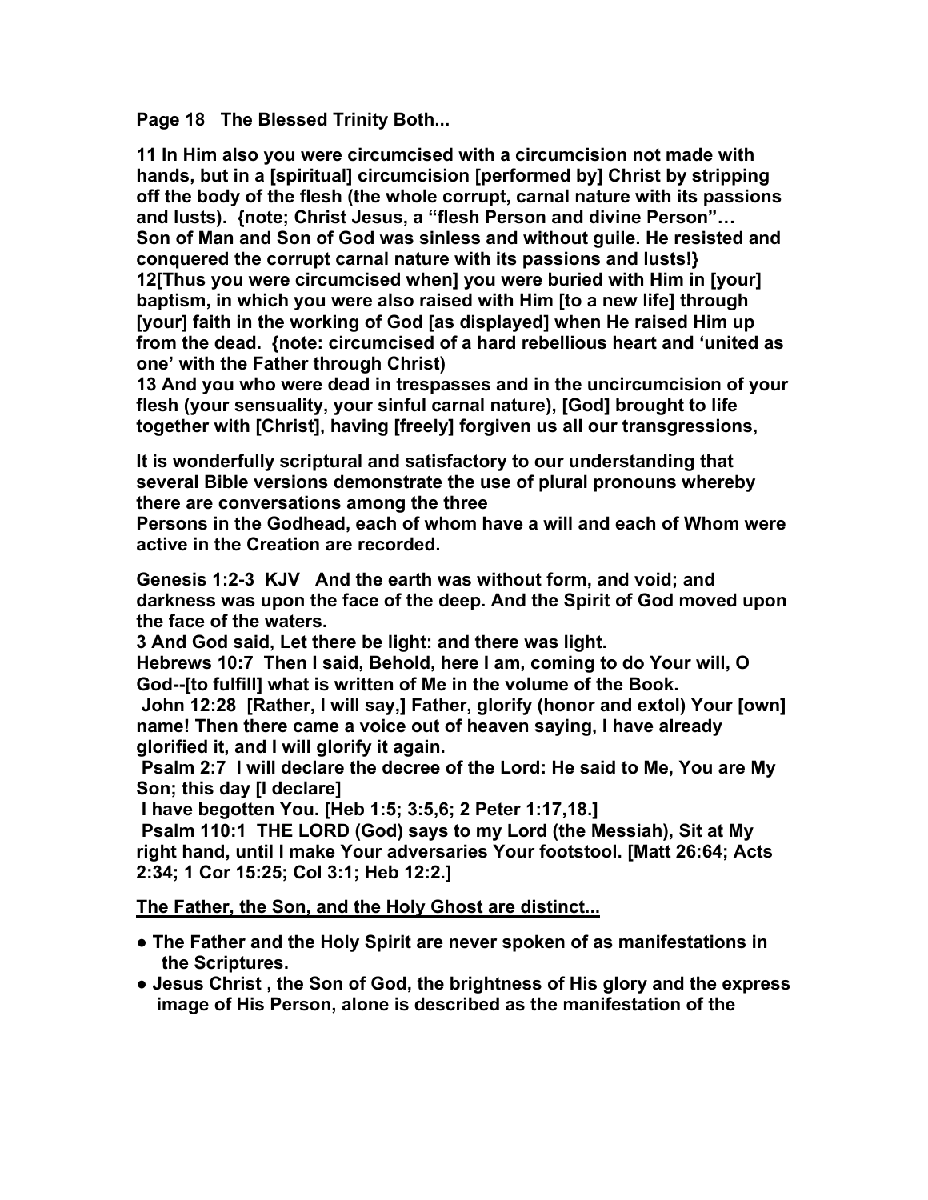**Page 18 The Blessed Trinity Both...**

**11 In Him also you were circumcised with a circumcision not made with hands, but in a [spiritual] circumcision [performed by] Christ by stripping off the body of the flesh (the whole corrupt, carnal nature with its passions and lusts). {note; Christ Jesus, a "flesh Person and divine Person"… Son of Man and Son of God was sinless and without guile. He resisted and conquered the corrupt carnal nature with its passions and lusts!}**
**12[Thus you were circumcised when] you were buried with Him in [your] baptism, in which you were also raised with Him [to a new life] through [your] faith in the working of God [as displayed] when He raised Him up from the dead. {note: circumcised of a hard rebellious heart and 'united as one' with the Father through Christ)**
**13 And you who were dead in trespasses and in the uncircumcision of your flesh (your sensuality, your sinful carnal nature), [God] brought to life together with [Christ], having [freely] forgiven us all our transgressions,**

**It is wonderfully scriptural and satisfactory to our understanding that several Bible versions demonstrate the use of plural pronouns whereby there are conversations among the three**
**Persons in the Godhead, each of whom have a will and each of Whom were active in the Creation are recorded.**

**Genesis 1:2-3 KJV And the earth was without form, and void; and darkness was upon the face of the deep. And the Spirit of God moved upon the face of the waters.**
**3 And God said, Let there be light: and there was light.**
**Hebrews 10:7 Then I said, Behold, here I am, coming to do Your will, O God--[to fulfill] what is written of Me in the volume of the Book.**
**John 12:28 [Rather, I will say,] Father, glorify (honor and extol) Your [own] name! Then there came a voice out of heaven saying, I have already glorified it, and I will glorify it again.**
**Psalm 2:7 I will declare the decree of the Lord: He said to Me, You are My Son; this day [I declare]**
**I have begotten You. [Heb 1:5; 3:5,6; 2 Peter 1:17,18.]**
**Psalm 110:1 THE LORD (God) says to my Lord (the Messiah), Sit at My right hand, until I make Your adversaries Your footstool. [Matt 26:64; Acts 2:34; 1 Cor 15:25; Col 3:1; Heb 12:2.]**

**<u>The Father, the Son, and the Holy Ghost are distinct...</u>**

- **The Father and the Holy Spirit are never spoken of as manifestations in the Scriptures.**
- **Jesus Christ , the Son of God, the brightness of His glory and the express image of His Person, alone is described as the manifestation of the**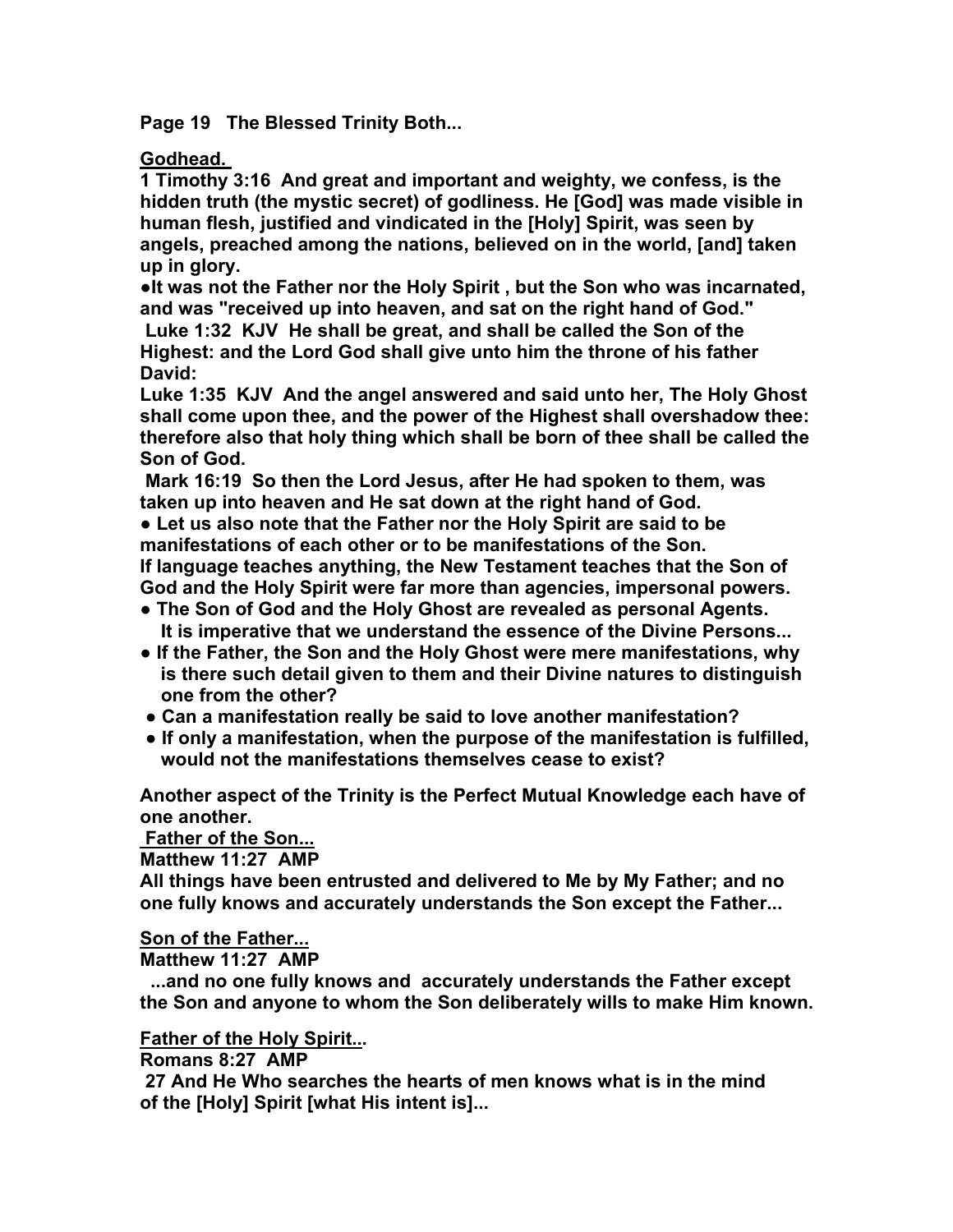**Page 19 The Blessed Trinity Both...**

**Godhead.**

**1 Timothy 3:16 And great and important and weighty, we confess, is the hidden truth (the mystic secret) of godliness. He [God] was made visible in human flesh, justified and vindicated in the [Holy] Spirit, was seen by angels, preached among the nations, believed on in the world, [and] taken up in glory.**

**●It was not the Father nor the Holy Spirit , but the Son who was incarnated, and was "received up into heaven, and sat on the right hand of God."**

**Luke 1:32 KJV He shall be great, and shall be called the Son of the Highest: and the Lord God shall give unto him the throne of his father David:**

**Luke 1:35 KJV And the angel answered and said unto her, The Holy Ghost shall come upon thee, and the power of the Highest shall overshadow thee: therefore also that holy thing which shall be born of thee shall be called the Son of God.**

**Mark 16:19 So then the Lord Jesus, after He had spoken to them, was taken up into heaven and He sat down at the right hand of God.**

**● Let us also note that the Father nor the Holy Spirit are said to be manifestations of each other or to be manifestations of the Son.**

**If language teaches anything, the New Testament teaches that the Son of God and the Holy Spirit were far more than agencies, impersonal powers.**

- **The Son of God and the Holy Ghost are revealed as personal Agents. It is imperative that we understand the essence of the Divine Persons...**
- **If the Father, the Son and the Holy Ghost were mere manifestations, why is there such detail given to them and their Divine natures to distinguish one from the other?**
- **Can a manifestation really be said to love another manifestation?**
- **If only a manifestation, when the purpose of the manifestation is fulfilled, would not the manifestations themselves cease to exist?**

**Another aspect of the Trinity is the Perfect Mutual Knowledge each have of one another.**

**Father of the Son...**

**Matthew 11:27 AMP**

**All things have been entrusted and delivered to Me by My Father; and no one fully knows and accurately understands the Son except the Father...**

**Son of the Father...**

**Matthew 11:27 AMP**

**...and no one fully knows and accurately understands the Father except the Son and anyone to whom the Son deliberately wills to make Him known.**

**Father of the Holy Spirit...**

**Romans 8:27 AMP**

**27 And He Who searches the hearts of men knows what is in the mind of the [Holy] Spirit [what His intent is]...**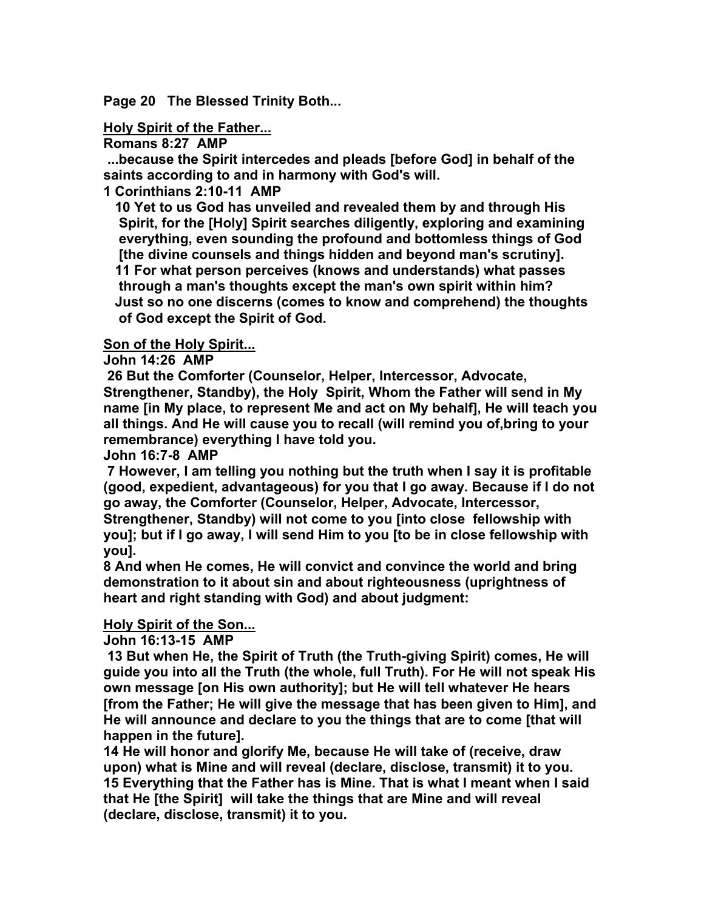**Page 20 The Blessed Trinity Both...**

**<u>Holy Spirit of the Father...</u>**

**Romans 8:27 AMP**

**...because the Spirit intercedes and pleads [before God] in behalf of the saints according to and in harmony with God's will.**

**1 Corinthians 2:10-11 AMP**

**10 Yet to us God has unveiled and revealed them by and through His Spirit, for the [Holy] Spirit searches diligently, exploring and examining everything, even sounding the profound and bottomless things of God [the divine counsels and things hidden and beyond man's scrutiny].**

**11 For what person perceives (knows and understands) what passes through a man's thoughts except the man's own spirit within him? Just so no one discerns (comes to know and comprehend) the thoughts of God except the Spirit of God.**

**<u>Son of the Holy Spirit...</u>**

**John 14:26 AMP**

**26 But the Comforter (Counselor, Helper, Intercessor, Advocate, Strengthener, Standby), the Holy Spirit, Whom the Father will send in My name [in My place, to represent Me and act on My behalf], He will teach you all things. And He will cause you to recall (will remind you of,bring to your remembrance) everything I have told you.**

**John 16:7-8 AMP**

**7 However, I am telling you nothing but the truth when I say it is profitable (good, expedient, advantageous) for you that I go away. Because if I do not go away, the Comforter (Counselor, Helper, Advocate, Intercessor, Strengthener, Standby) will not come to you [into close fellowship with you]; but if I go away, I will send Him to you [to be in close fellowship with you].**

**8 And when He comes, He will convict and convince the world and bring demonstration to it about sin and about righteousness (uprightness of heart and right standing with God) and about judgment:**

**<u>Holy Spirit of the Son...</u>**

**John 16:13-15 AMP**

**13 But when He, the Spirit of Truth (the Truth-giving Spirit) comes, He will guide you into all the Truth (the whole, full Truth). For He will not speak His own message [on His own authority]; but He will tell whatever He hears [from the Father; He will give the message that has been given to Him], and He will announce and declare to you the things that are to come [that will happen in the future].**

**14 He will honor and glorify Me, because He will take of (receive, draw upon) what is Mine and will reveal (declare, disclose, transmit) it to you.**

**15 Everything that the Father has is Mine. That is what I meant when I said that He [the Spirit] will take the things that are Mine and will reveal (declare, disclose, transmit) it to you.**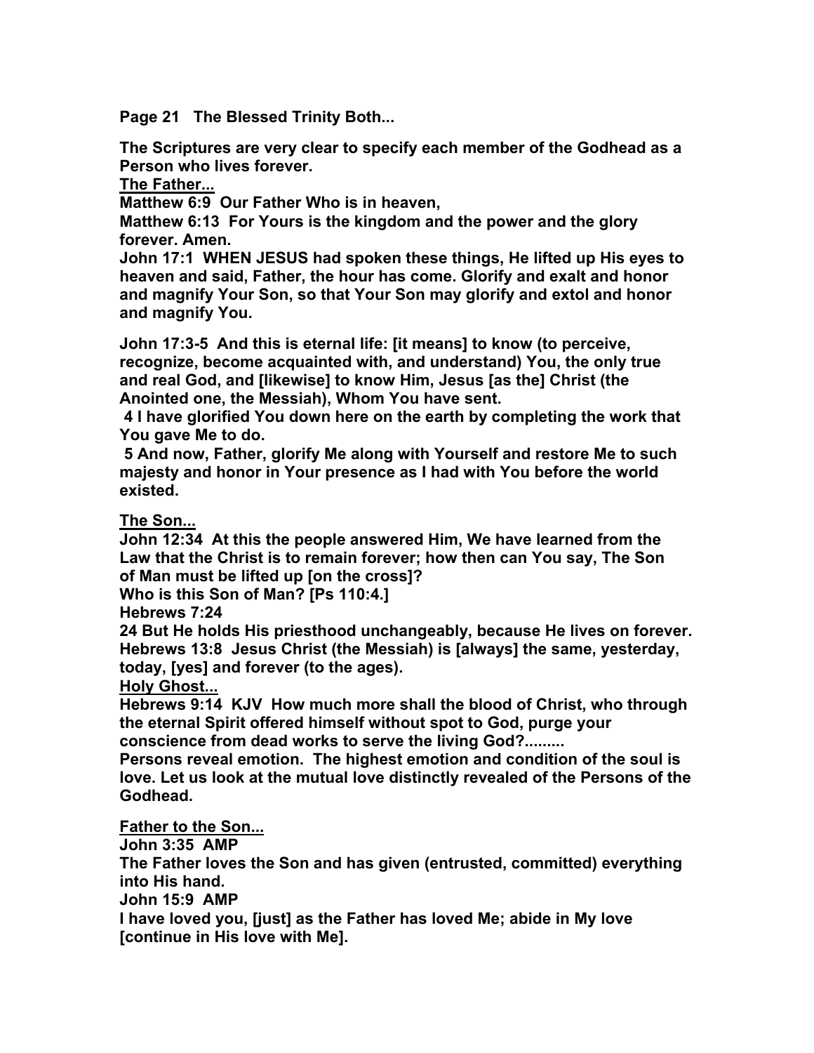**Page 21 The Blessed Trinity Both...**

**The Scriptures are very clear to specify each member of the Godhead as a Person who lives forever.**

**<u>The Father...</u>**

**Matthew 6:9 Our Father Who is in heaven,**

**Matthew 6:13 For Yours is the kingdom and the power and the glory forever. Amen.**

**John 17:1 WHEN JESUS had spoken these things, He lifted up His eyes to heaven and said, Father, the hour has come. Glorify and exalt and honor and magnify Your Son, so that Your Son may glorify and extol and honor and magnify You.**

**John 17:3-5 And this is eternal life: [it means] to know (to perceive, recognize, become acquainted with, and understand) You, the only true and real God, and [likewise] to know Him, Jesus [as the] Christ (the Anointed one, the Messiah), Whom You have sent.**

**4 I have glorified You down here on the earth by completing the work that You gave Me to do.**

**5 And now, Father, glorify Me along with Yourself and restore Me to such majesty and honor in Your presence as I had with You before the world existed.**

**<u>The Son...</u>**

**John 12:34 At this the people answered Him, We have learned from the Law that the Christ is to remain forever; how then can You say, The Son of Man must be lifted up [on the cross]?**

**Who is this Son of Man? [Ps 110:4.]**

**Hebrews 7:24**

**24 But He holds His priesthood unchangeably, because He lives on forever.**

**Hebrews 13:8 Jesus Christ (the Messiah) is [always] the same, yesterday, today, [yes] and forever (to the ages).**

**<u>Holy Ghost...</u>**

**Hebrews 9:14 KJV How much more shall the blood of Christ, who through the eternal Spirit offered himself without spot to God, purge your conscience from dead works to serve the living God?.........**

**Persons reveal emotion. The highest emotion and condition of the soul is love. Let us look at the mutual love distinctly revealed of the Persons of the Godhead.**

**<u>Father to the Son...</u>**

**John 3:35 AMP**

**The Father loves the Son and has given (entrusted, committed) everything into His hand.**

**John 15:9 AMP**

**I have loved you, [just] as the Father has loved Me; abide in My love [continue in His love with Me].**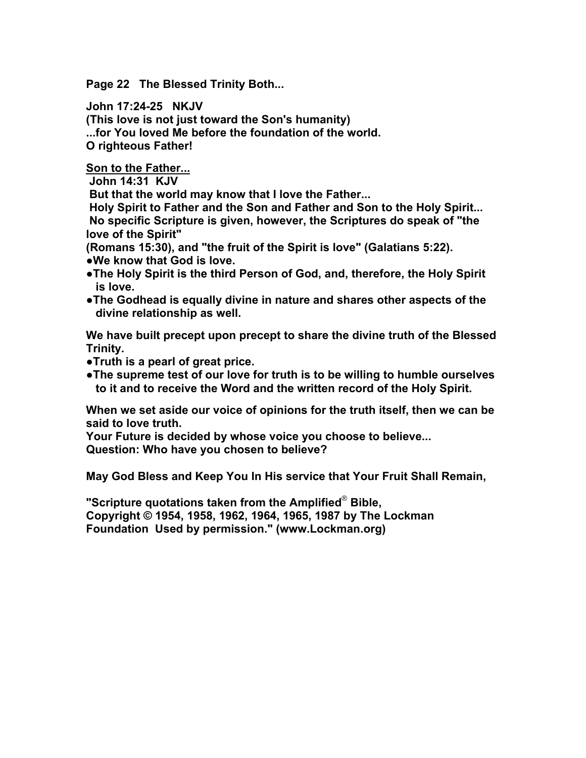**Page 22 The Blessed Trinity Both...**

**John 17:24-25 NKJV**
**(This love is not just toward the Son's humanity)**
**...for You loved Me before the foundation of the world.**
**O righteous Father!**

**<u>Son to the Father...</u>**
**John 14:31 KJV**
**But that the world may know that I love the Father...**
**Holy Spirit to Father and the Son and Father and Son to the Holy Spirit...**
**No specific Scripture is given, however, the Scriptures do speak of "the love of the Spirit"**
**(Romans 15:30), and "the fruit of the Spirit is love" (Galatians 5:22).**

- **We know that God is love.**
- **The Holy Spirit is the third Person of God, and, therefore, the Holy Spirit is love.**
- **The Godhead is equally divine in nature and shares other aspects of the divine relationship as well.**

**We have built precept upon precept to share the divine truth of the Blessed Trinity.**

- **Truth is a pearl of great price.**
- **The supreme test of our love for truth is to be willing to humble ourselves to it and to receive the Word and the written record of the Holy Spirit.**

**When we set aside our voice of opinions for the truth itself, then we can be said to love truth.**
**Your Future is decided by whose voice you choose to believe...**
**Question: Who have you chosen to believe?**

**May God Bless and Keep You In His service that Your Fruit Shall Remain,**

**"Scripture quotations taken from the Amplified® Bible,**
**Copyright © 1954, 1958, 1962, 1964, 1965, 1987 by The Lockman Foundation Used by permission." (www.Lockman.org)**